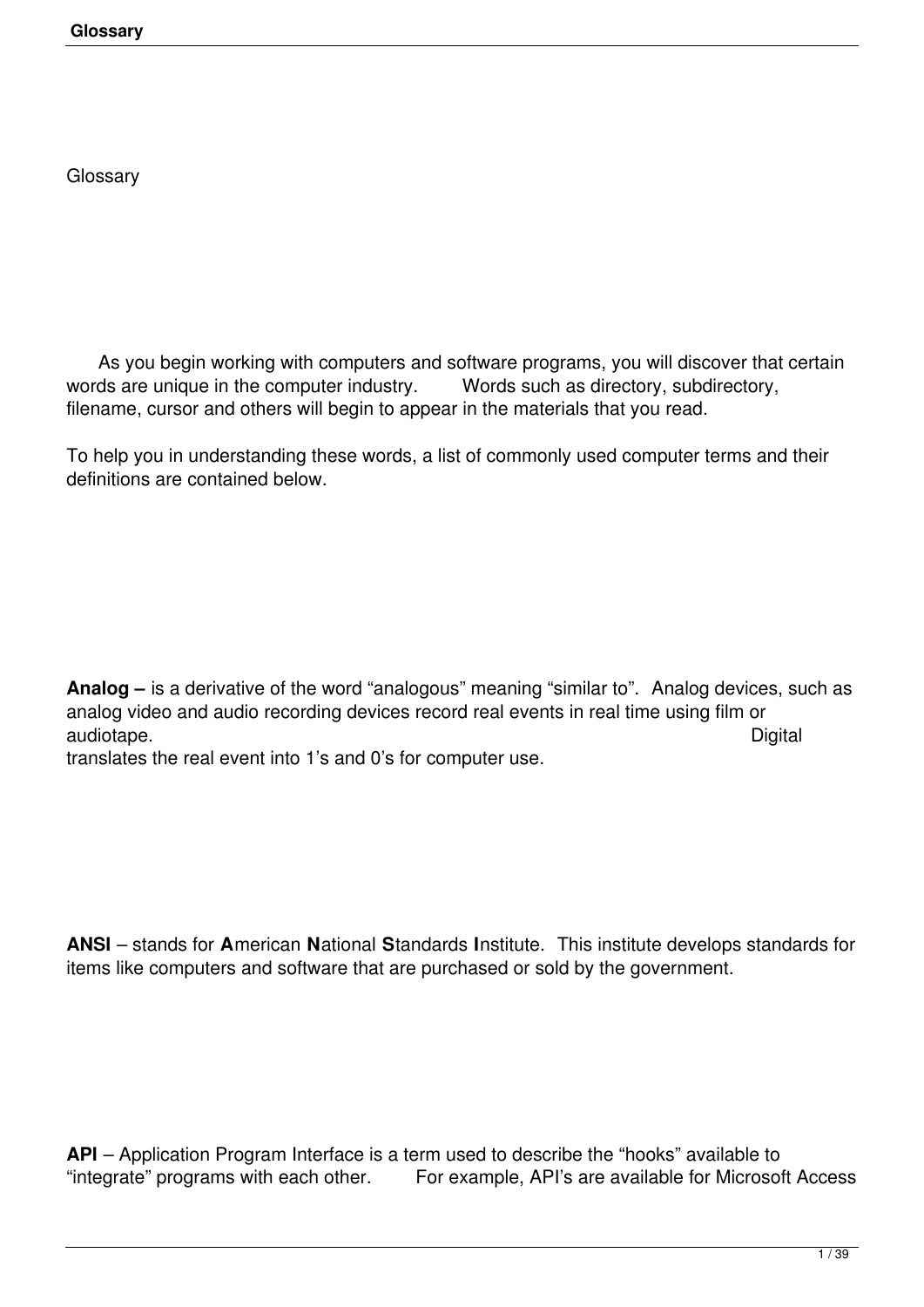# Glossary

As you begin working with computers and software programs, you will discover that certain words are unique in the computer industry. Words such as directory, subdirectory, filename, cursor and others will begin to appear in the materials that you read.

To help you in understanding these words, a list of commonly used computer terms and their definitions are contained below.

**Analog –** is a derivative of the word "analogous" meaning "similar to". Analog devices, such as analog video and audio recording devices record real events in real time using film or audiotape. Digital translates the real event into 1's and 0's for computer use.

**ANSI** – stands for **A**merican **N**ational **S**tandards **I**nstitute. This institute develops standards for items like computers and software that are purchased or sold by the government.

**API** – Application Program Interface is a term used to describe the "hooks" available to "integrate" programs with each other. For example, API's are available for Microsoft Access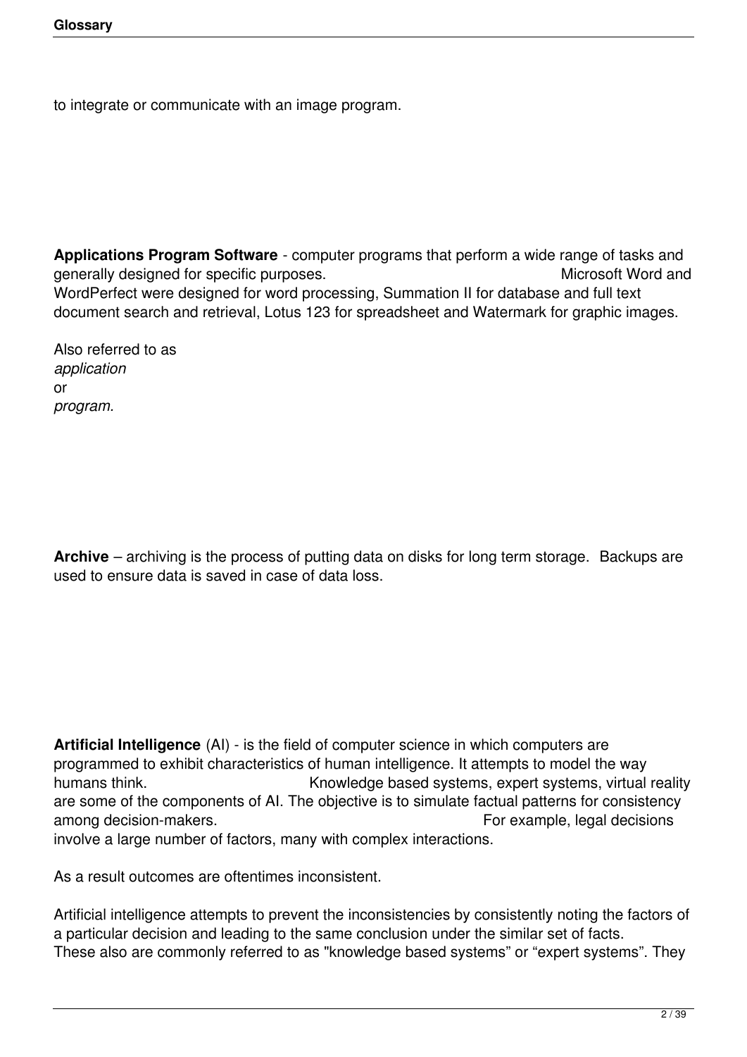to integrate or communicate with an image program.

**Applications Program Software** - computer programs that perform a wide range of tasks and generally designed for specific purposes. Microsoft Word and WordPerfect were designed for word processing, Summation II for database and full text document search and retrieval, Lotus 123 for spreadsheet and Watermark for graphic images.

Also referred to as *application* or *program*.

**Archive** – archiving is the process of putting data on disks for long term storage. Backups are used to ensure data is saved in case of data loss.

**Artificial Intelligence** (AI) - is the field of computer science in which computers are programmed to exhibit characteristics of human intelligence. It attempts to model the way humans think. Knowledge based systems, expert systems, virtual reality are some of the components of AI. The objective is to simulate factual patterns for consistency among decision-makers. For example, legal decisions involve a large number of factors, many with complex interactions.

As a result outcomes are oftentimes inconsistent.

Artificial intelligence attempts to prevent the inconsistencies by consistently noting the factors of a particular decision and leading to the same conclusion under the similar set of facts. These also are commonly referred to as "knowledge based systems" or "expert systems". They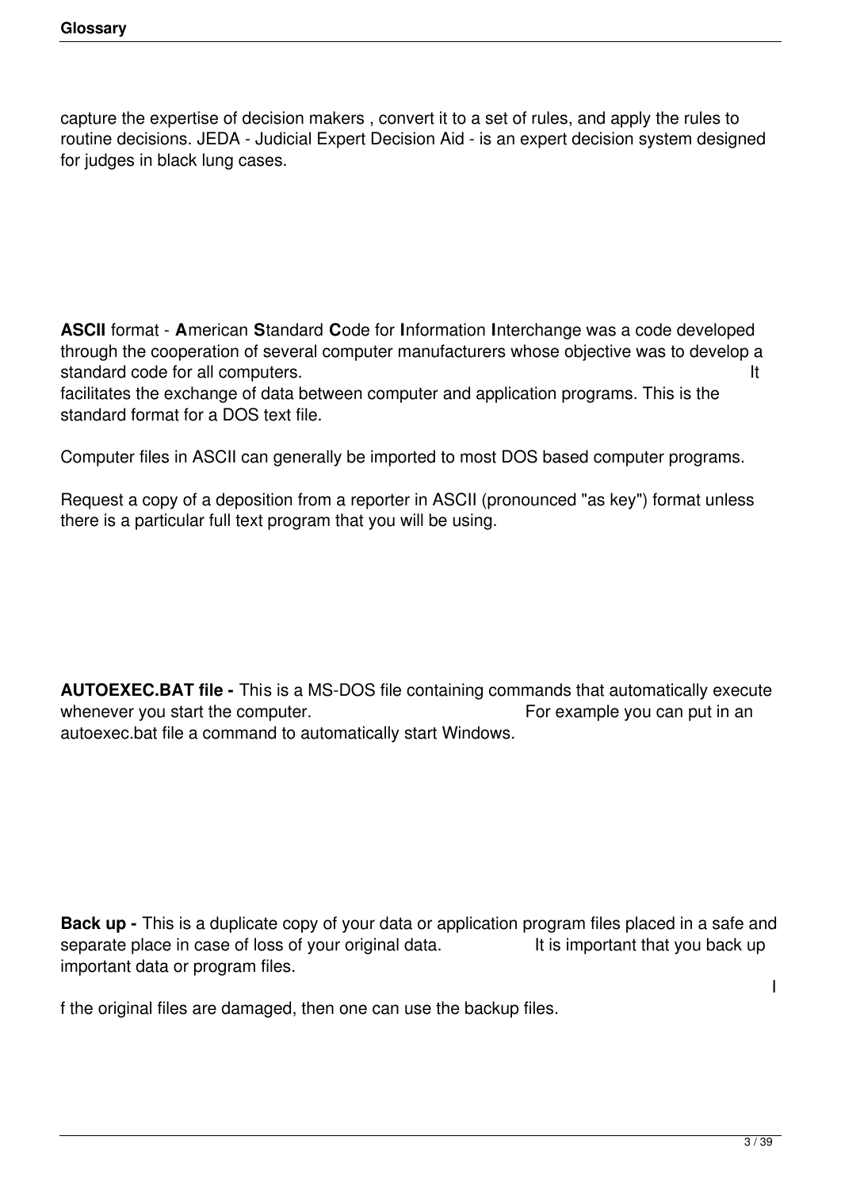capture the expertise of decision makers , convert it to a set of rules, and apply the rules to routine decisions. JEDA - Judicial Expert Decision Aid - is an expert decision system designed for judges in black lung cases.

**ASCII** format - **A**merican **S**tandard **C**ode for **I**nformation **I**nterchange was a code developed through the cooperation of several computer manufacturers whose objective was to develop a standard code for all computers. It facilitates the exchange of data between computer and application programs. This is the standard format for a DOS text file.

Computer files in ASCII can generally be imported to most DOS based computer programs.

Request a copy of a deposition from a reporter in ASCII (pronounced "as key") format unless there is a particular full text program that you will be using.

**AUTOEXEC.BAT file -** This is a MS-DOS file containing commands that automatically execute whenever you start the computer. For example you can put in an autoexec.bat file a command to automatically start Windows.

**Back up -** This is a duplicate copy of your data or application program files placed in a safe and separate place in case of loss of your original data. It is important that you back up important data or program files.

If the original files are damaged, then one can use the backup files.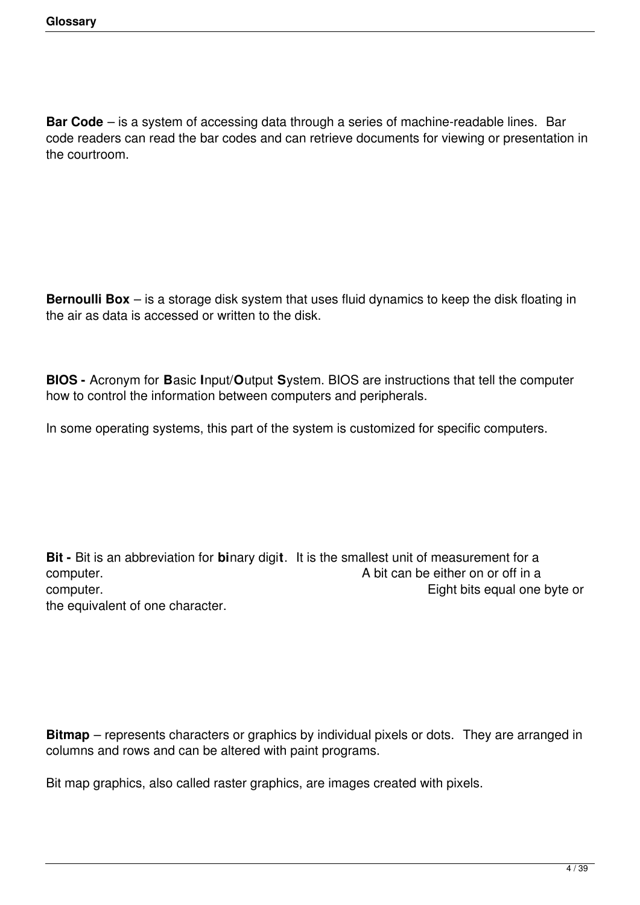**Bar Code** – is a system of accessing data through a series of machine-readable lines. Bar code readers can read the bar codes and can retrieve documents for viewing or presentation in the courtroom.

**Bernoulli Box** – is a storage disk system that uses fluid dynamics to keep the disk floating in the air as data is accessed or written to the disk.

**BIOS -** Acronym for **B**asic **I**nput/**O**utput **S**ystem. BIOS are instructions that tell the computer how to control the information between computers and peripherals.

In some operating systems, this part of the system is customized for specific computers.

**Bit -** Bit is an abbreviation for **bi**nary digi**t**. It is the smallest unit of measurement for a computer. A bit can be either on or off in a computer. Eight bits equal one byte or the equivalent of one character.

**Bitmap** – represents characters or graphics by individual pixels or dots. They are arranged in columns and rows and can be altered with paint programs.

Bit map graphics, also called raster graphics, are images created with pixels.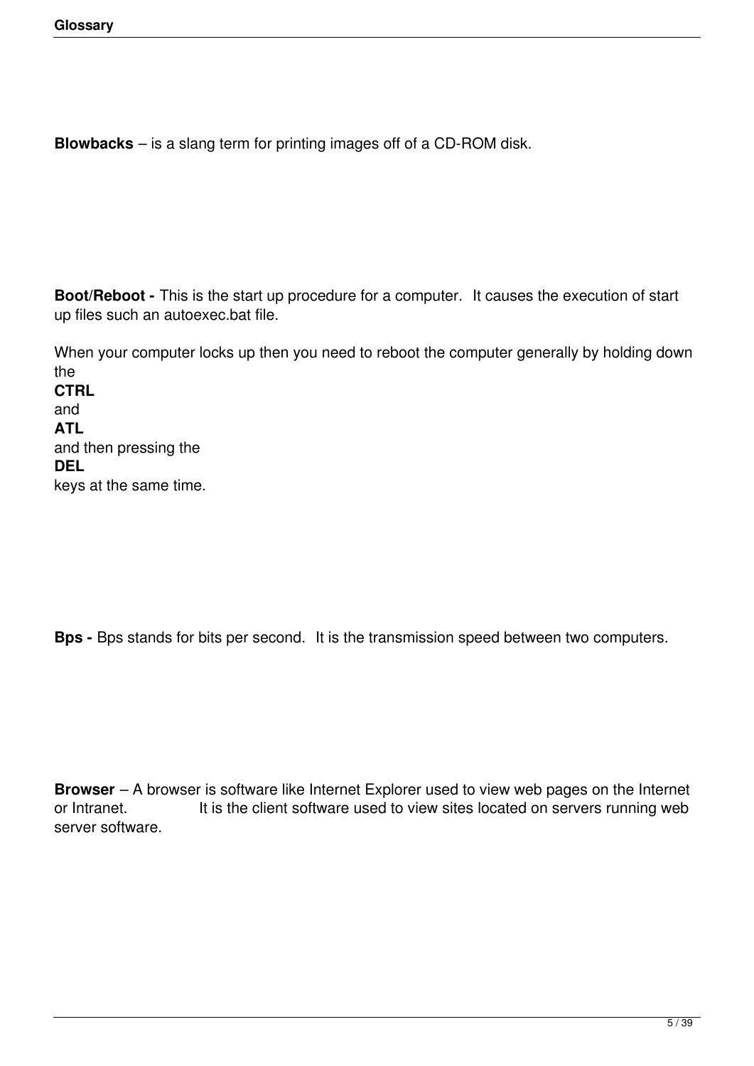**Blowbacks** – is a slang term for printing images off of a CD-ROM disk.

**Boot/Reboot -** This is the start up procedure for a computer. It causes the execution of start up files such an autoexec.bat file.

When your computer locks up then you need to reboot the computer generally by holding down the **CTRL** and **ATL** and then pressing the **DEL** keys at the same time.

**Bps -** Bps stands for bits per second. It is the transmission speed between two computers.

**Browser** – A browser is software like Internet Explorer used to view web pages on the Internet or Intranet. It is the client software used to view sites located on servers running web server software.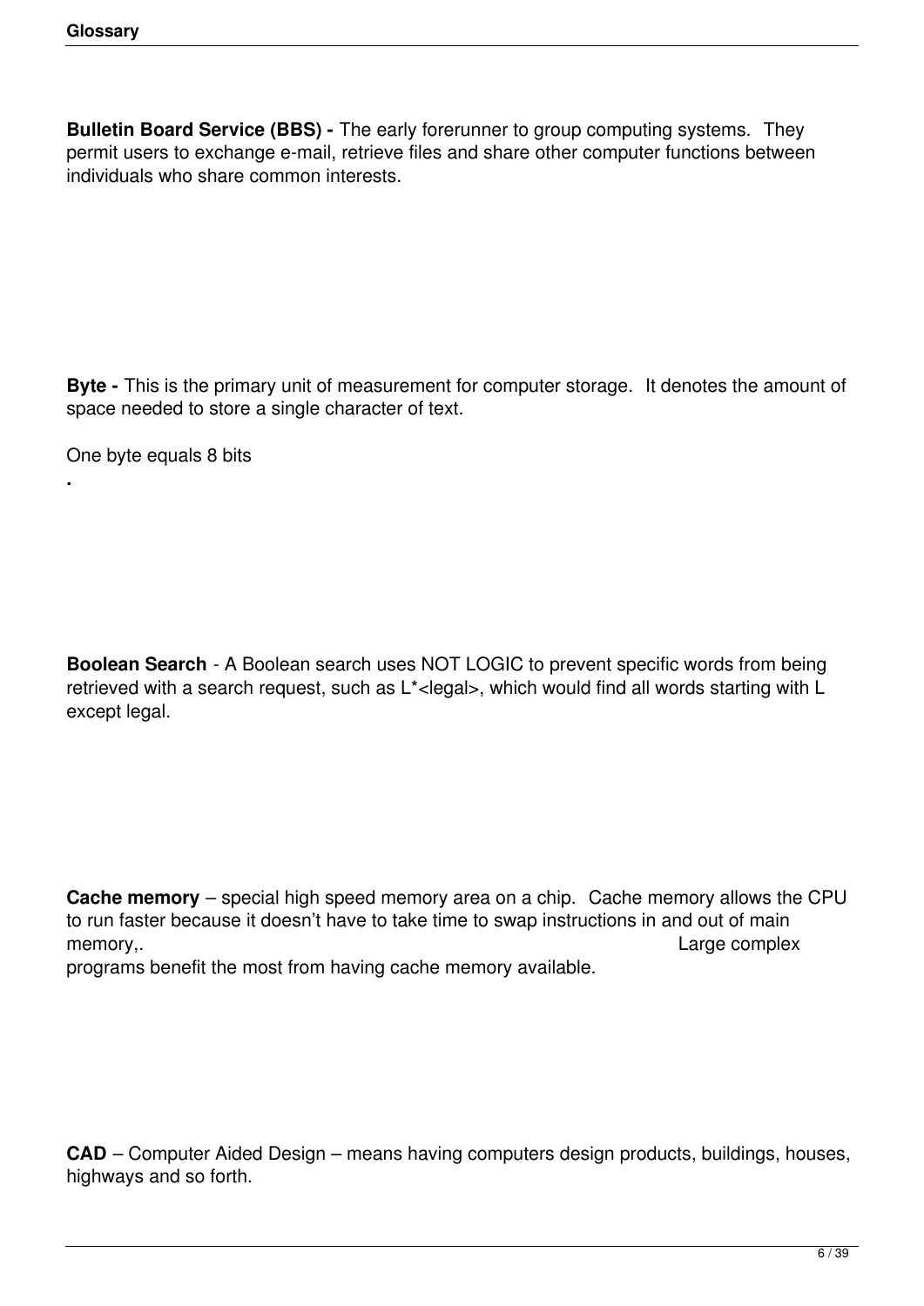**Bulletin Board Service (BBS) -** The early forerunner to group computing systems. They permit users to exchange e-mail, retrieve files and share other computer functions between individuals who share common interests.

**Byte -** This is the primary unit of measurement for computer storage. It denotes the amount of space needed to store a single character of text.

One byte equals 8 bits

.

**Boolean Search** - A Boolean search uses NOT LOGIC to prevent specific words from being retrieved with a search request, such as L*<legal>, which would find all words starting with L except legal.

**Cache memory** – special high speed memory area on a chip. Cache memory allows the CPU to run faster because it doesn't have to take time to swap instructions in and out of main memory,. Large complex programs benefit the most from having cache memory available.

**CAD** – Computer Aided Design – means having computers design products, buildings, houses, highways and so forth.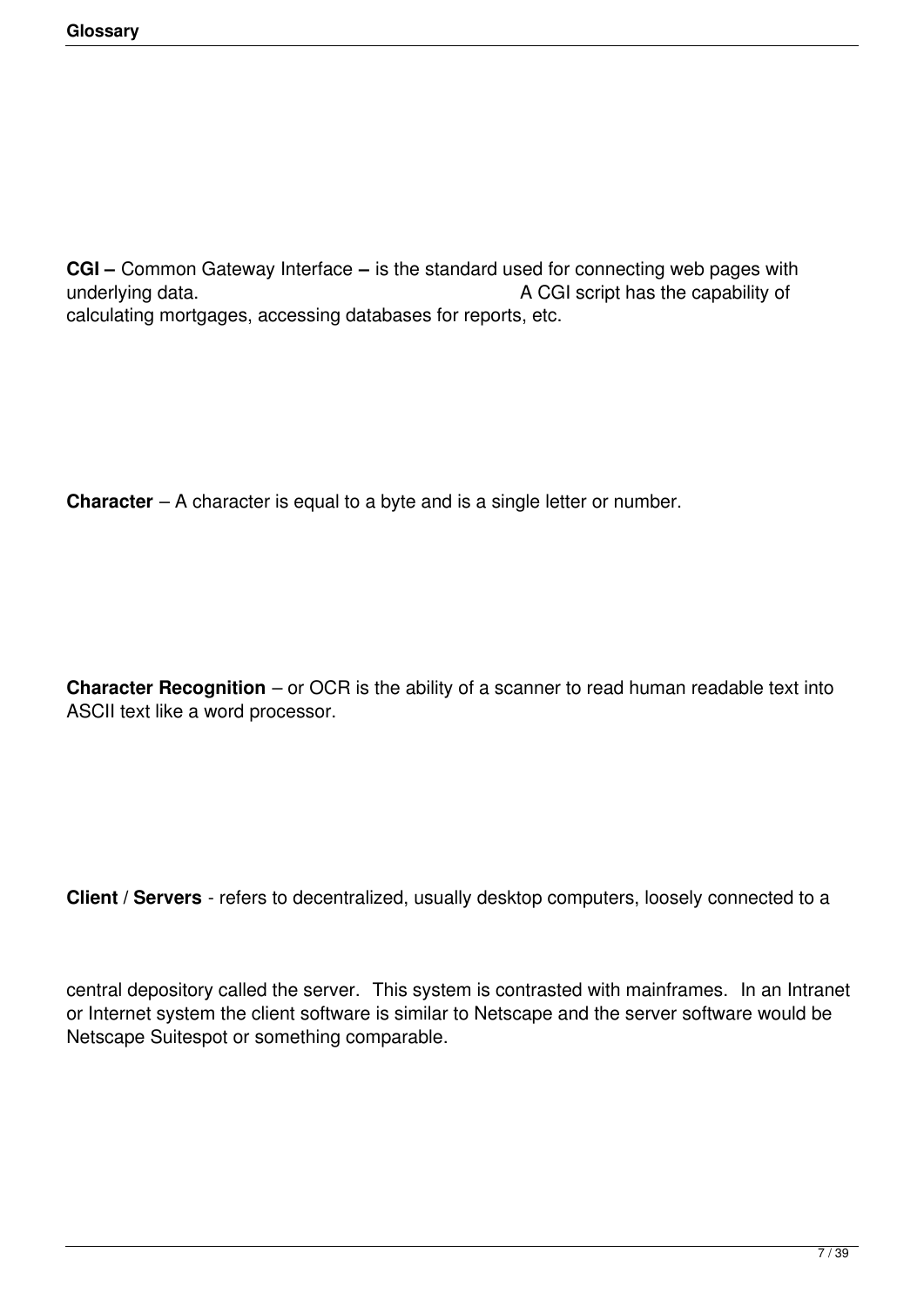**CGI –** Common Gateway Interface **–** is the standard used for connecting web pages with underlying data. A CGI script has the capability of calculating mortgages, accessing databases for reports, etc.

**Character** – A character is equal to a byte and is a single letter or number.

**Character Recognition** – or OCR is the ability of a scanner to read human readable text into ASCII text like a word processor.

**Client** / **Servers** - refers to decentralized, usually desktop computers, loosely connected to a central depository called the server. This system is contrasted with mainframes. In an Intranet or Internet system the client software is similar to Netscape and the server software would be Netscape Suitespot or something comparable.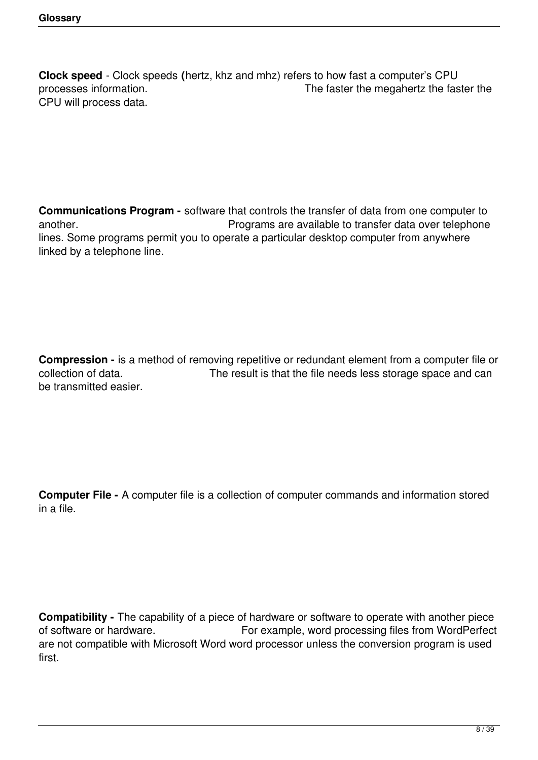**Clock speed** - Clock speeds **(**hertz, khz and mhz) refers to how fast a computer's CPU processes information. The faster the megahertz the faster the CPU will process data.

**Communications Program -** software that controls the transfer of data from one computer to another. Programs are available to transfer data over telephone lines. Some programs permit you to operate a particular desktop computer from anywhere linked by a telephone line.

**Compression -** is a method of removing repetitive or redundant element from a computer file or collection of data. The result is that the file needs less storage space and can be transmitted easier.

**Computer File -** A computer file is a collection of computer commands and information stored in a file.

**Compatibility -** The capability of a piece of hardware or software to operate with another piece of software or hardware. For example, word processing files from WordPerfect are not compatible with Microsoft Word word processor unless the conversion program is used first.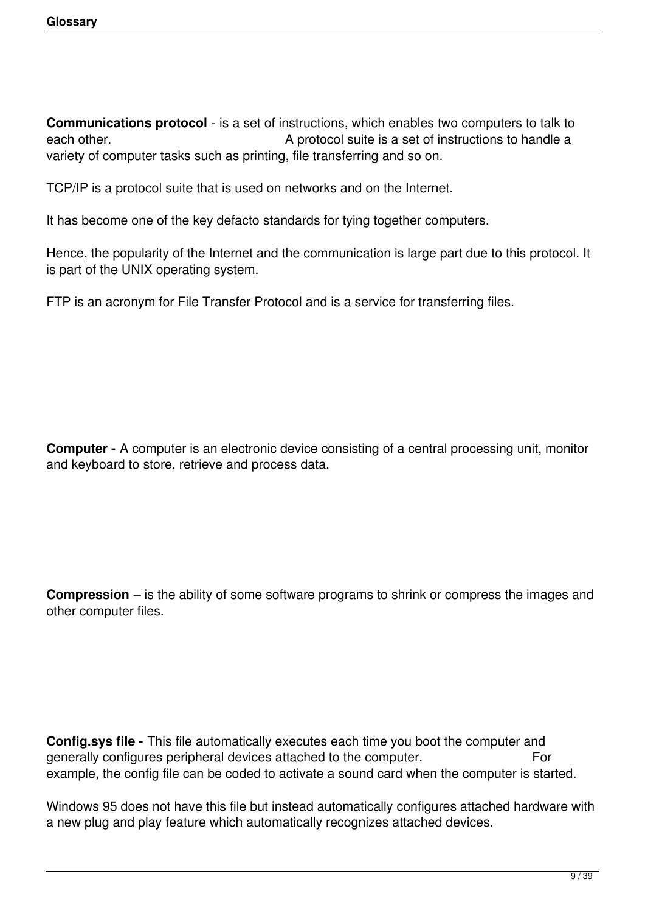**Communications protocol** - is a set of instructions, which enables two computers to talk to each other. A protocol suite is a set of instructions to handle a variety of computer tasks such as printing, file transferring and so on.

TCP/IP is a protocol suite that is used on networks and on the Internet.

It has become one of the key defacto standards for tying together computers.

Hence, the popularity of the Internet and the communication is large part due to this protocol. It is part of the UNIX operating system.

FTP is an acronym for File Transfer Protocol and is a service for transferring files.

**Computer -** A computer is an electronic device consisting of a central processing unit, monitor and keyboard to store, retrieve and process data.

**Compression** – is the ability of some software programs to shrink or compress the images and other computer files.

**Config.sys file -** This file automatically executes each time you boot the computer and generally configures peripheral devices attached to the computer. For example, the config file can be coded to activate a sound card when the computer is started.

Windows 95 does not have this file but instead automatically configures attached hardware with a new plug and play feature which automatically recognizes attached devices.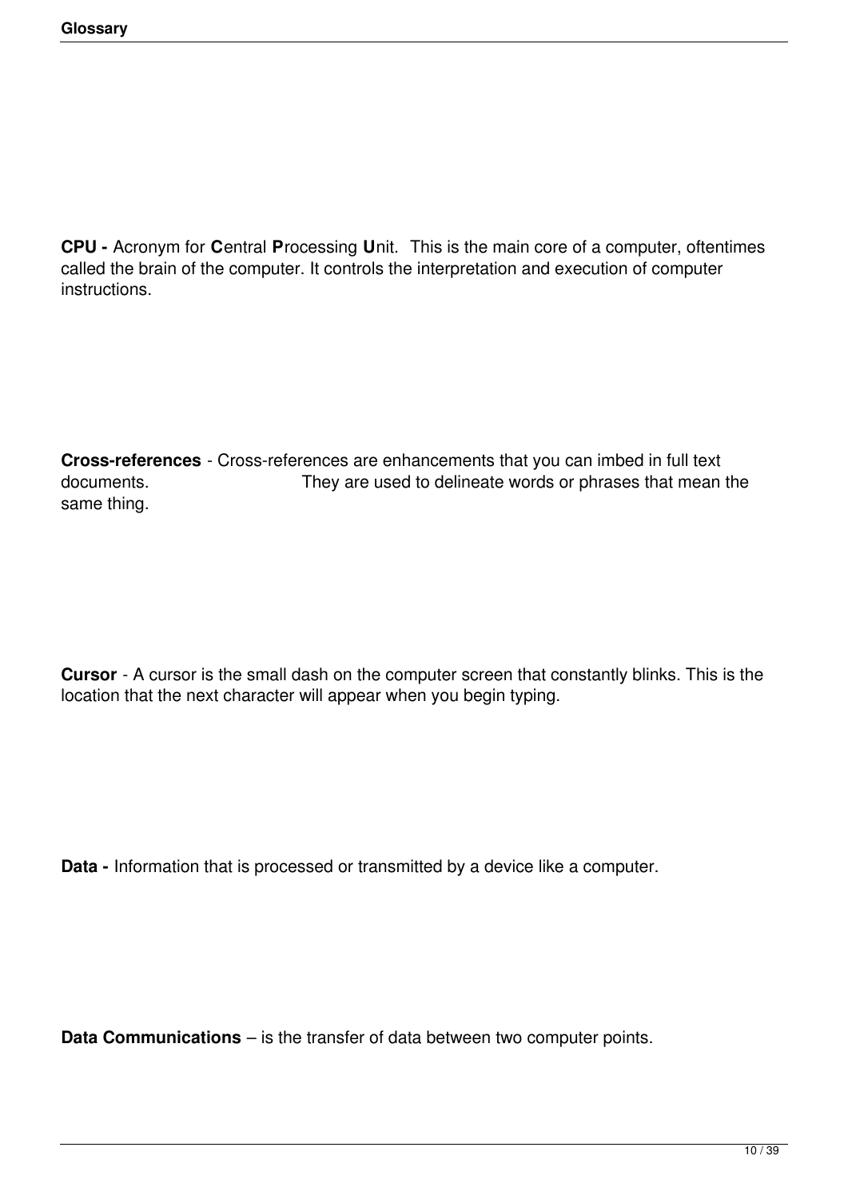**CPU -** Acronym for **C**entral **P**rocessing **U**nit. This is the main core of a computer, oftentimes called the brain of the computer. It controls the interpretation and execution of computer instructions.

**Cross-references** - Cross-references are enhancements that you can imbed in full text documents. They are used to delineate words or phrases that mean the same thing.

**Cursor** - A cursor is the small dash on the computer screen that constantly blinks. This is the location that the next character will appear when you begin typing.

**Data -** Information that is processed or transmitted by a device like a computer.

**Data Communications** – is the transfer of data between two computer points.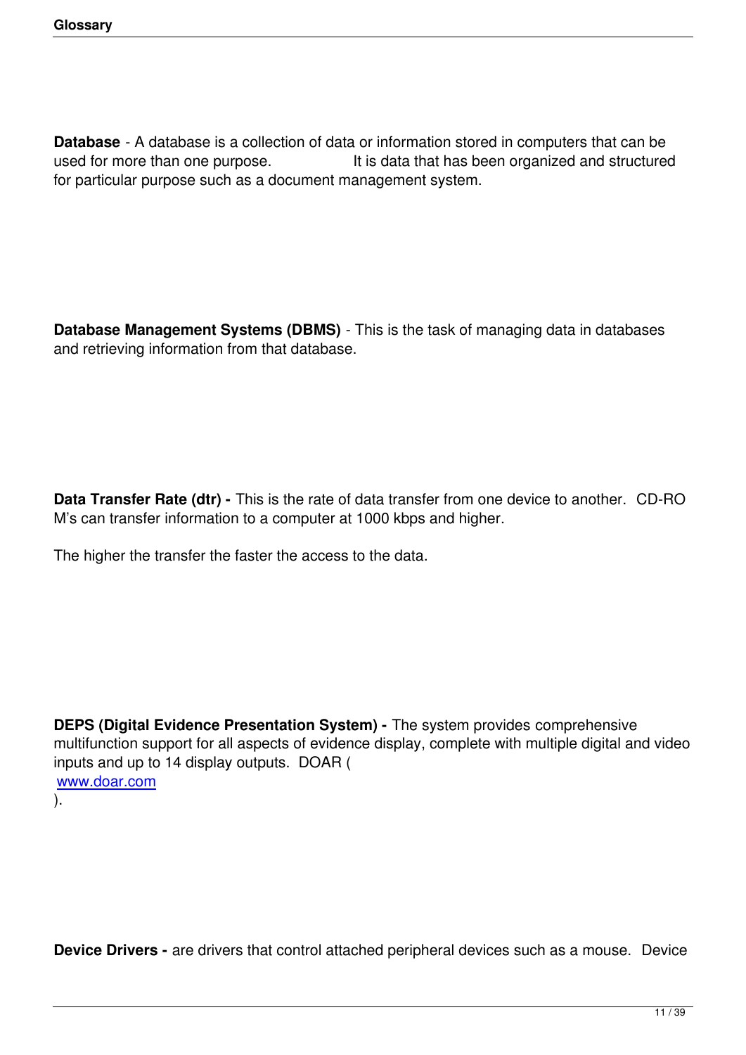**Database** - A database is a collection of data or information stored in computers that can be used for more than one purpose. It is data that has been organized and structured for particular purpose such as a document management system.

**Database Management Systems (DBMS)** - This is the task of managing data in databases and retrieving information from that database.

**Data Transfer Rate (dtr) -** This is the rate of data transfer from one device to another. CD-ROM's can transfer information to a computer at 1000 kbps and higher.

The higher the transfer the faster the access to the data.

**DEPS (Digital Evidence Presentation System) -** The system provides comprehensive multifunction support for all aspects of evidence display, complete with multiple digital and video inputs and up to 14 display outputs. DOAR ( [www.doar.com](http://www.doar.com) ).

**Device Drivers -** are drivers that control attached peripheral devices such as a mouse. Device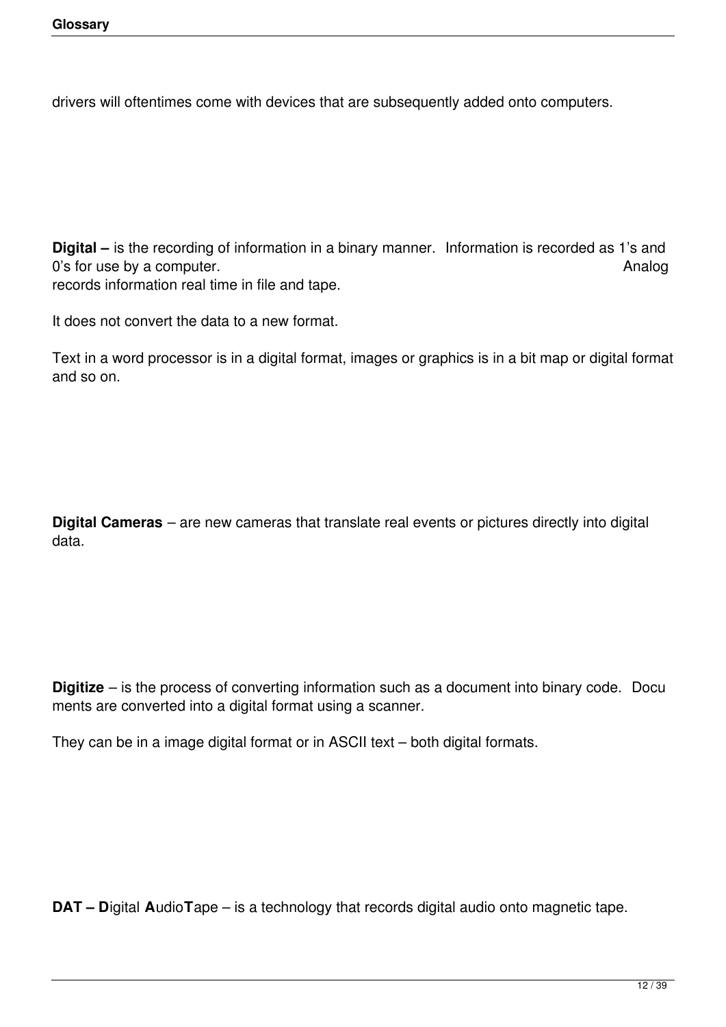drivers will oftentimes come with devices that are subsequently added onto computers.

**Digital –** is the recording of information in a binary manner.  Information is recorded as 1's and 0's for use by a computer. Analog records information real time in file and tape.

It does not convert the data to a new format.

Text in a word processor is in a digital format, images or graphics is in a bit map or digital format and so on.

**Digital Cameras** – are new cameras that translate real events or pictures directly into digital data.

**Digitize** – is the process of converting information such as a document into binary code.  Documents are converted into a digital format using a scanner.

They can be in a image digital format or in ASCII text – both digital formats.

**DAT – D**igital **A**udio**T**ape – is a technology that records digital audio onto magnetic tape.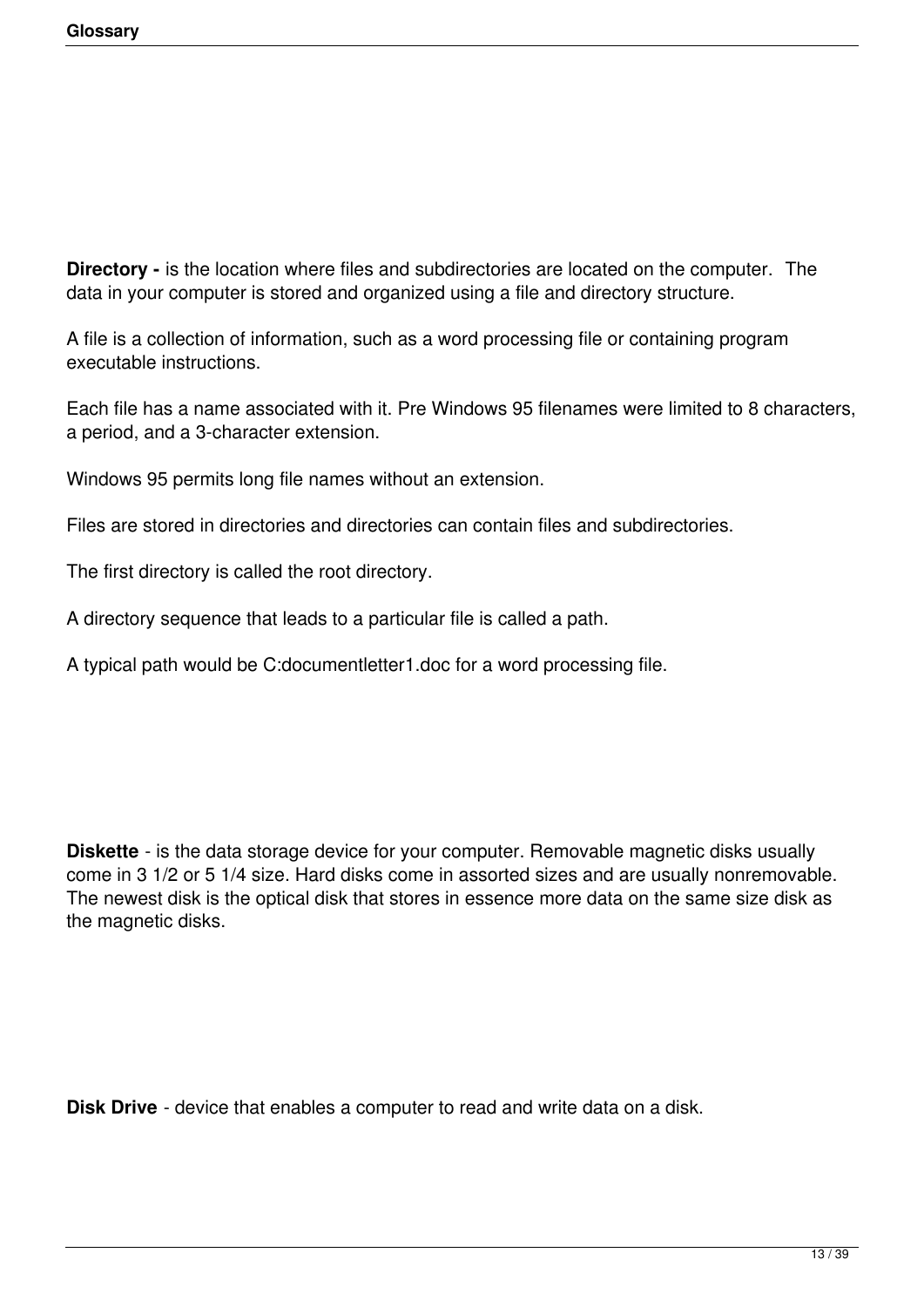**Directory -** is the location where files and subdirectories are located on the computer. The data in your computer is stored and organized using a file and directory structure.

A file is a collection of information, such as a word processing file or containing program executable instructions.

Each file has a name associated with it. Pre Windows 95 filenames were limited to 8 characters, a period, and a 3-character extension.

Windows 95 permits long file names without an extension.

Files are stored in directories and directories can contain files and subdirectories.

The first directory is called the root directory.

A directory sequence that leads to a particular file is called a path.

A typical path would be C:documentletter1.doc for a word processing file.

**Diskette** - is the data storage device for your computer. Removable magnetic disks usually come in 3 1/2 or 5 1/4 size. Hard disks come in assorted sizes and are usually nonremovable. The newest disk is the optical disk that stores in essence more data on the same size disk as the magnetic disks.

**Disk Drive** - device that enables a computer to read and write data on a disk.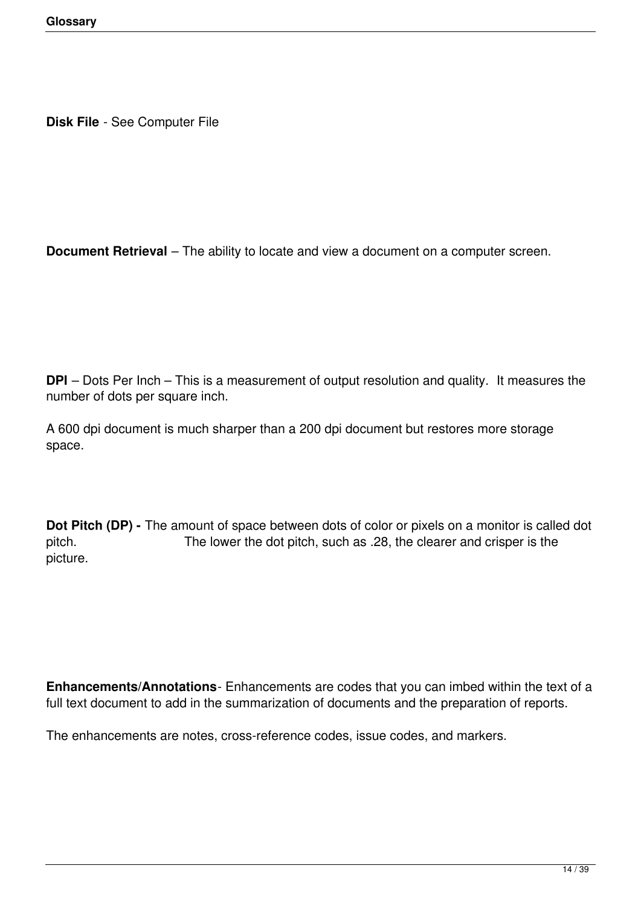**Disk File** - See Computer File

**Document Retrieval** – The ability to locate and view a document on a computer screen.

**DPI** – Dots Per Inch – This is a measurement of output resolution and quality. It measures the number of dots per square inch.

A 600 dpi document is much sharper than a 200 dpi document but restores more storage space.

**Dot Pitch (DP) -** The amount of space between dots of color or pixels on a monitor is called dot pitch. The lower the dot pitch, such as .28, the clearer and crisper is the picture.

**Enhancements/Annotations**- Enhancements are codes that you can imbed within the text of a full text document to add in the summarization of documents and the preparation of reports.

The enhancements are notes, cross-reference codes, issue codes, and markers.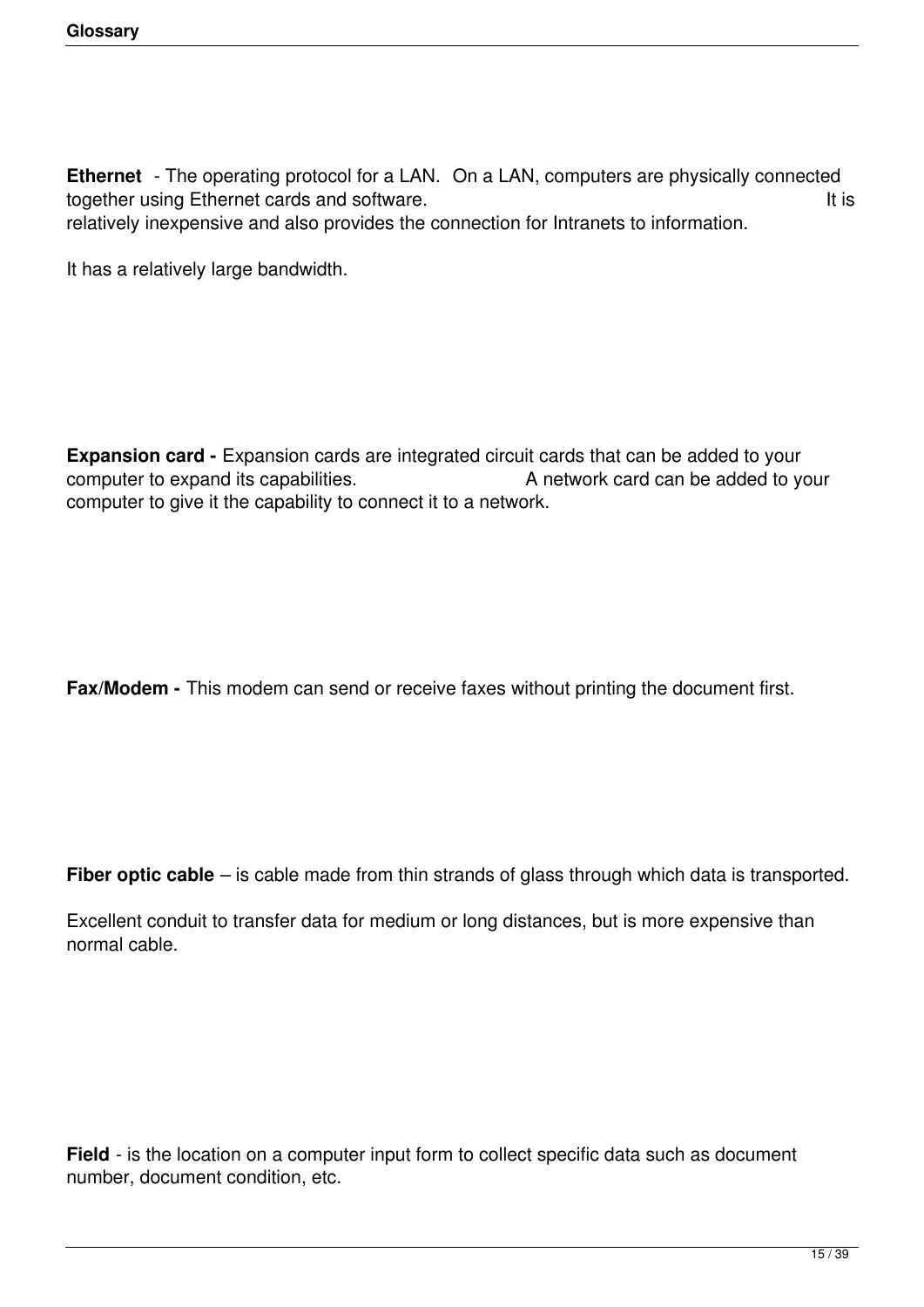**Ethernet** - The operating protocol for a LAN. On a LAN, computers are physically connected together using Ethernet cards and software. It is relatively inexpensive and also provides the connection for Intranets to information.

It has a relatively large bandwidth.

**Expansion card -** Expansion cards are integrated circuit cards that can be added to your computer to expand its capabilities. A network card can be added to your computer to give it the capability to connect it to a network.

**Fax/Modem -** This modem can send or receive faxes without printing the document first.

**Fiber optic cable** – is cable made from thin strands of glass through which data is transported.

Excellent conduit to transfer data for medium or long distances, but is more expensive than normal cable.

**Field** - is the location on a computer input form to collect specific data such as document number, document condition, etc.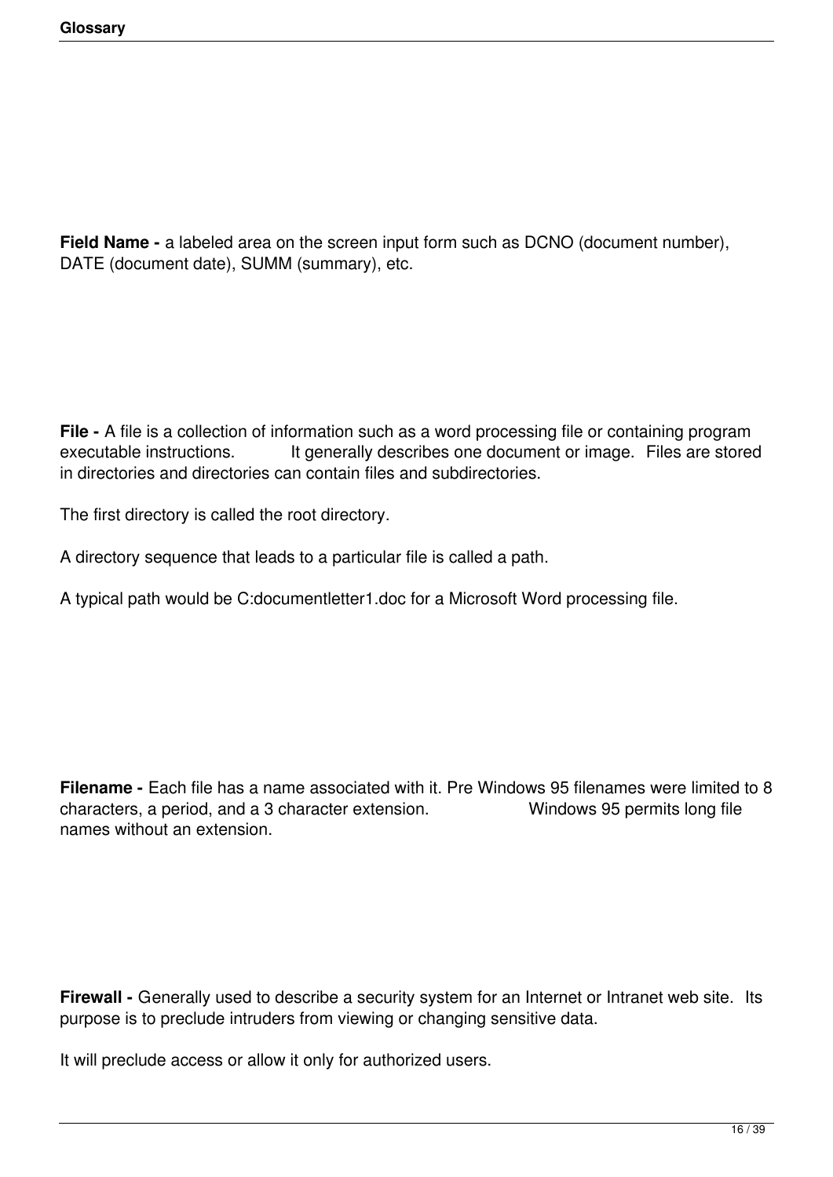**Field Name -** a labeled area on the screen input form such as DCNO (document number), DATE (document date), SUMM (summary), etc.

**File -** A file is a collection of information such as a word processing file or containing program executable instructions. It generally describes one document or image. Files are stored in directories and directories can contain files and subdirectories.

The first directory is called the root directory.

A directory sequence that leads to a particular file is called a path.

A typical path would be C:documentletter1.doc for a Microsoft Word processing file.

**Filename -** Each file has a name associated with it. Pre Windows 95 filenames were limited to 8 characters, a period, and a 3 character extension. Windows 95 permits long file names without an extension.

**Firewall -** Generally used to describe a security system for an Internet or Intranet web site. Its purpose is to preclude intruders from viewing or changing sensitive data.

It will preclude access or allow it only for authorized users.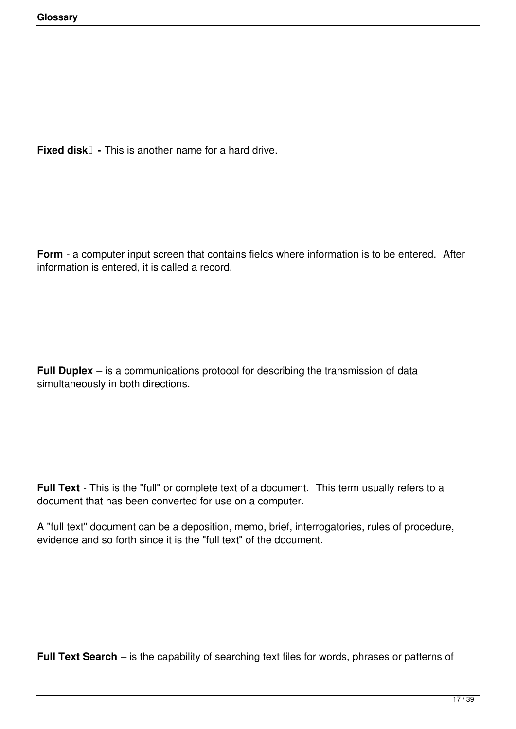**Fixed disk - ** This is another name for a hard drive.

**Form** - a computer input screen that contains fields where information is to be entered.  After information is entered, it is called a record.

**Full Duplex** – is a communications protocol for describing the transmission of data simultaneously in both directions.

**Full Text** - This is the "full" or complete text of a document.  This term usually refers to a document that has been converted for use on a computer.

A "full text" document can be a deposition, memo, brief, interrogatories, rules of procedure, evidence and so forth since it is the "full text" of the document.

**Full Text Search** – is the capability of searching text files for words, phrases or patterns of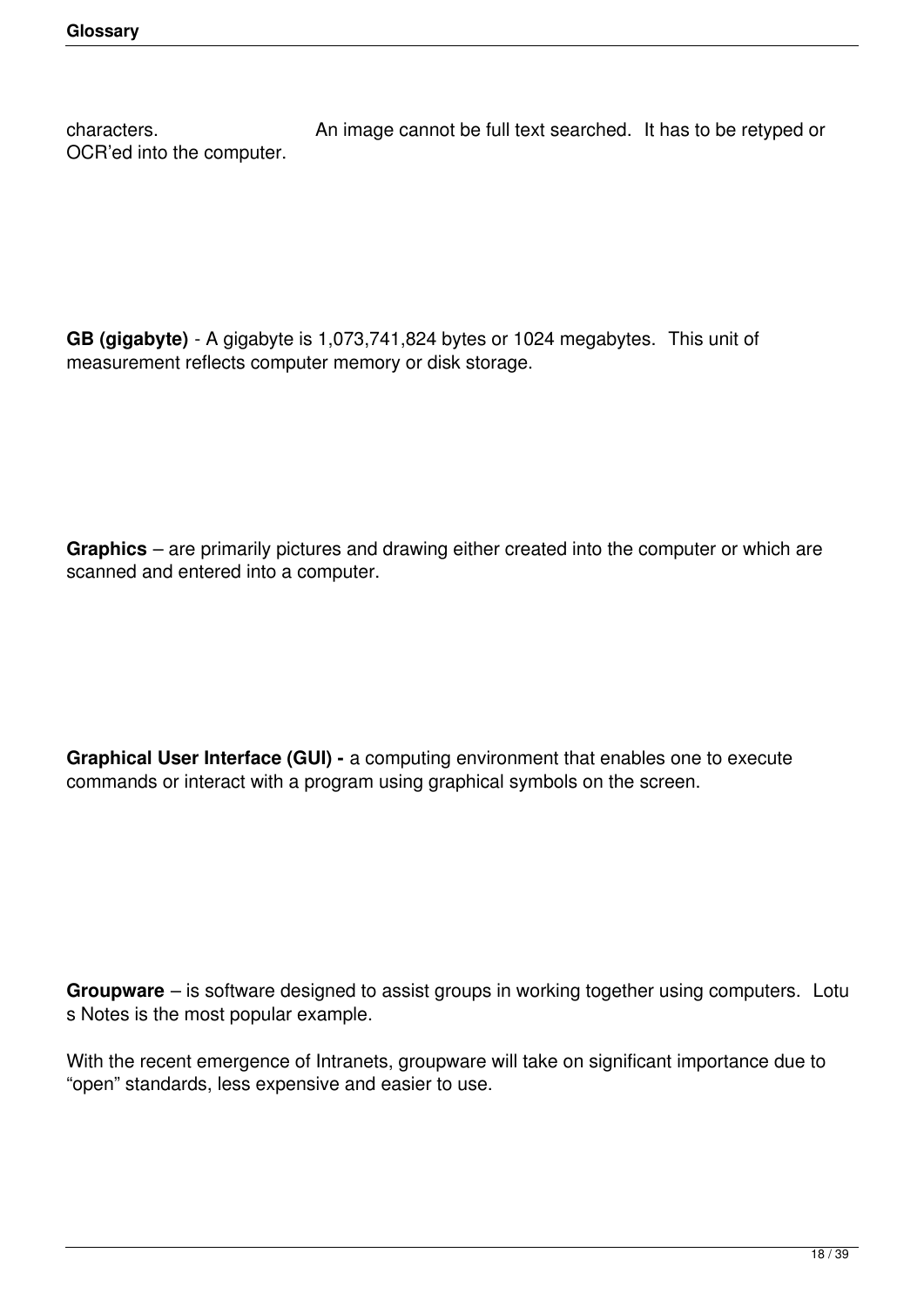characters. An image cannot be full text searched. It has to be retyped or OCR'ed into the computer.

**GB (gigabyte)** - A gigabyte is 1,073,741,824 bytes or 1024 megabytes. This unit of measurement reflects computer memory or disk storage.

**Graphics** – are primarily pictures and drawing either created into the computer or which are scanned and entered into a computer.

**Graphical User Interface (GUI) -** a computing environment that enables one to execute commands or interact with a program using graphical symbols on the screen.

**Groupware** – is software designed to assist groups in working together using computers. Lotus Notes is the most popular example.

With the recent emergence of Intranets, groupware will take on significant importance due to "open" standards, less expensive and easier to use.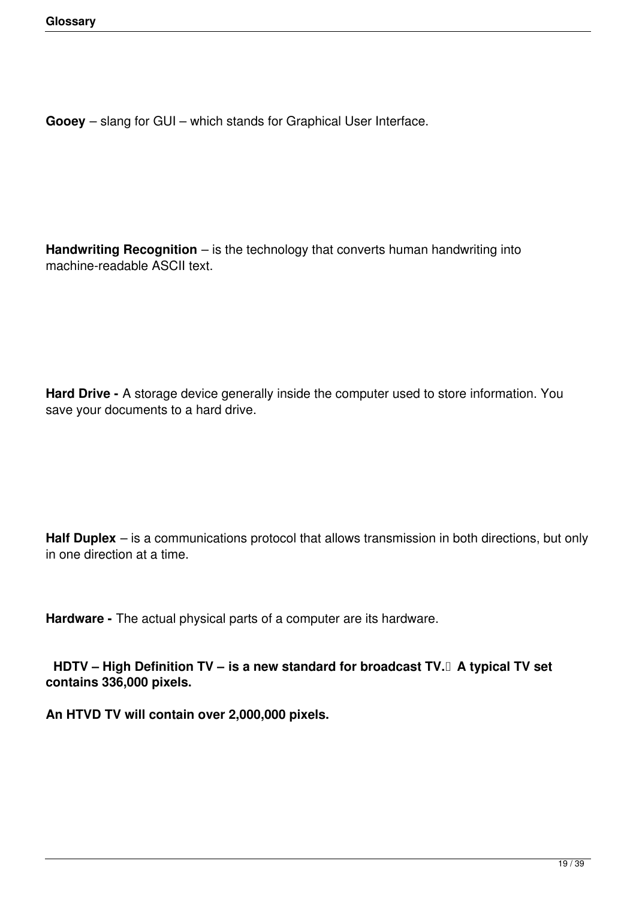**Gooey** – slang for GUI – which stands for Graphical User Interface.

**Handwriting Recognition** – is the technology that converts human handwriting into machine-readable ASCII text.

**Hard Drive -** A storage device generally inside the computer used to store information. You save your documents to a hard drive.

**Half Duplex** – is a communications protocol that allows transmission in both directions, but only in one direction at a time.

**Hardware -** The actual physical parts of a computer are its hardware.

**HDTV – High Definition TV – is a new standard for broadcast TV. A typical TV set contains 336,000 pixels.**

**An HTVD TV will contain over 2,000,000 pixels.**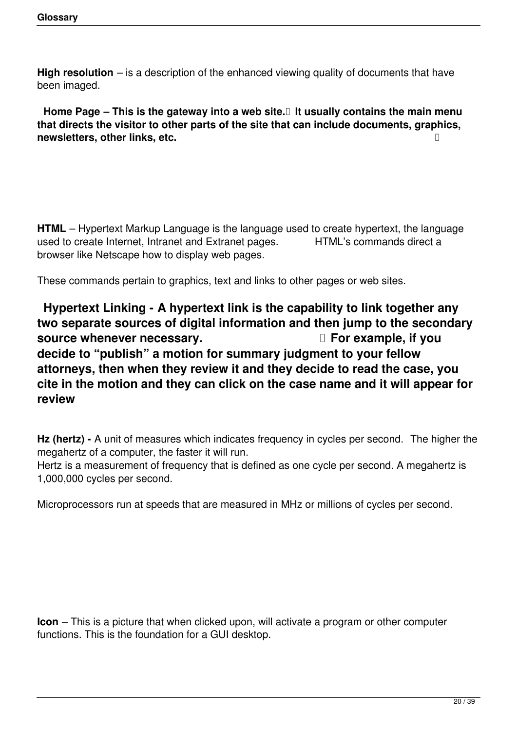**High resolution** – is a description of the enhanced viewing quality of documents that have been imaged.

**Home Page – This is the gateway into a web site. It usually contains the main menu that directs the visitor to other parts of the site that can include documents, graphics, newsletters, other links, etc.**

**HTML** – Hypertext Markup Language is the language used to create hypertext, the language used to create Internet, Intranet and Extranet pages. HTML's commands direct a browser like Netscape how to display web pages.

These commands pertain to graphics, text and links to other pages or web sites.

**Hypertext Linking - A hypertext link is the capability to link together any two separate sources of digital information and then jump to the secondary source whenever necessary. For example, if you decide to "publish" a motion for summary judgment to your fellow attorneys, then when they review it and they decide to read the case, you cite in the motion and they can click on the case name and it will appear for review**

**Hz (hertz) -** A unit of measures which indicates frequency in cycles per second. The higher the megahertz of a computer, the faster it will run.
Hertz is a measurement of frequency that is defined as one cycle per second. A megahertz is 1,000,000 cycles per second.

Microprocessors run at speeds that are measured in MHz or millions of cycles per second.

**Icon** – This is a picture that when clicked upon, will activate a program or other computer functions. This is the foundation for a GUI desktop.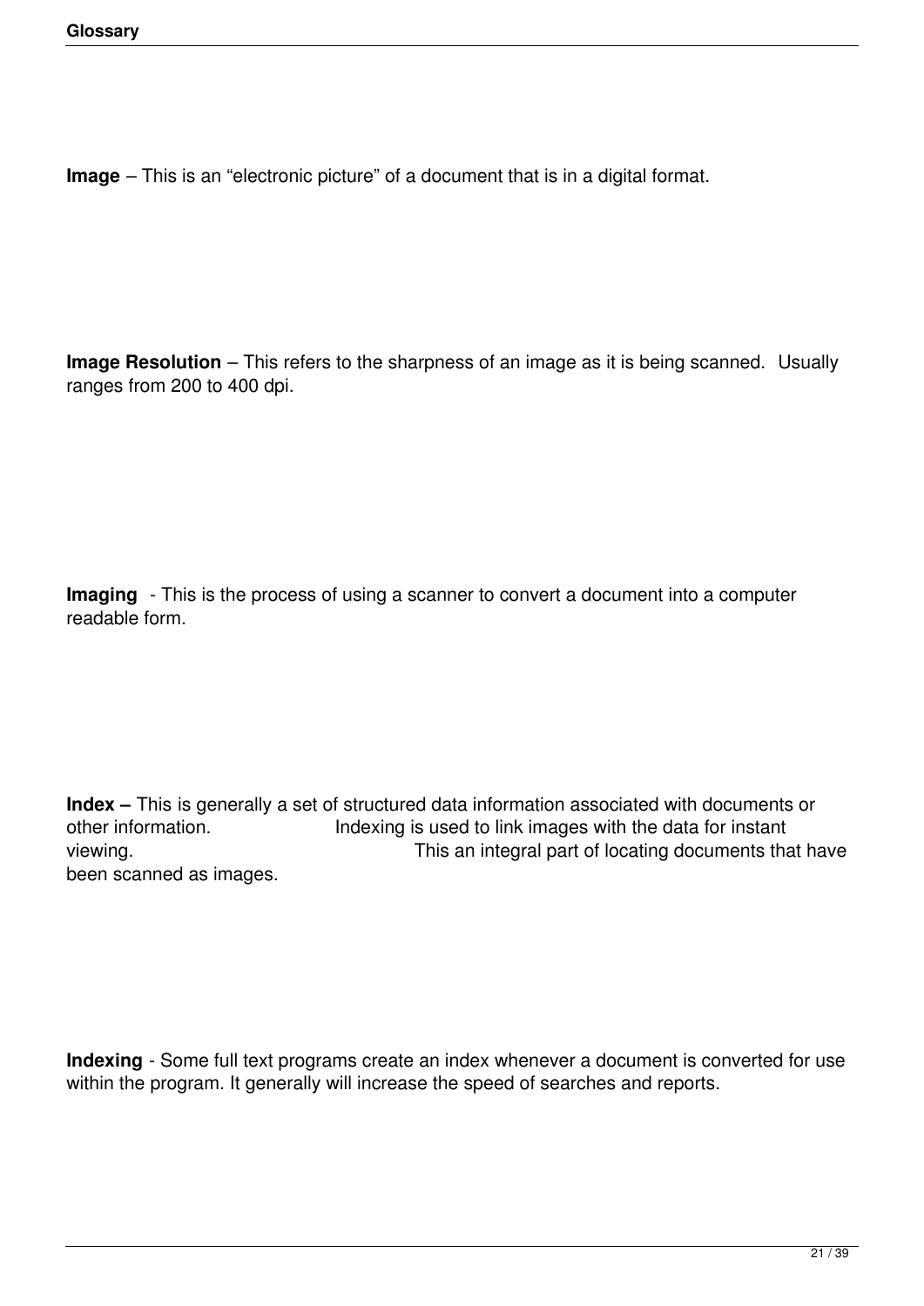**Image** – This is an “electronic picture” of a document that is in a digital format.

**Image Resolution** – This refers to the sharpness of an image as it is being scanned. Usually ranges from 200 to 400 dpi.

**Imaging** - This is the process of using a scanner to convert a document into a computer readable form.

**Index –** This is generally a set of structured data information associated with documents or other information. Indexing is used to link images with the data for instant viewing. This an integral part of locating documents that have been scanned as images.

**Indexing** - Some full text programs create an index whenever a document is converted for use within the program. It generally will increase the speed of searches and reports.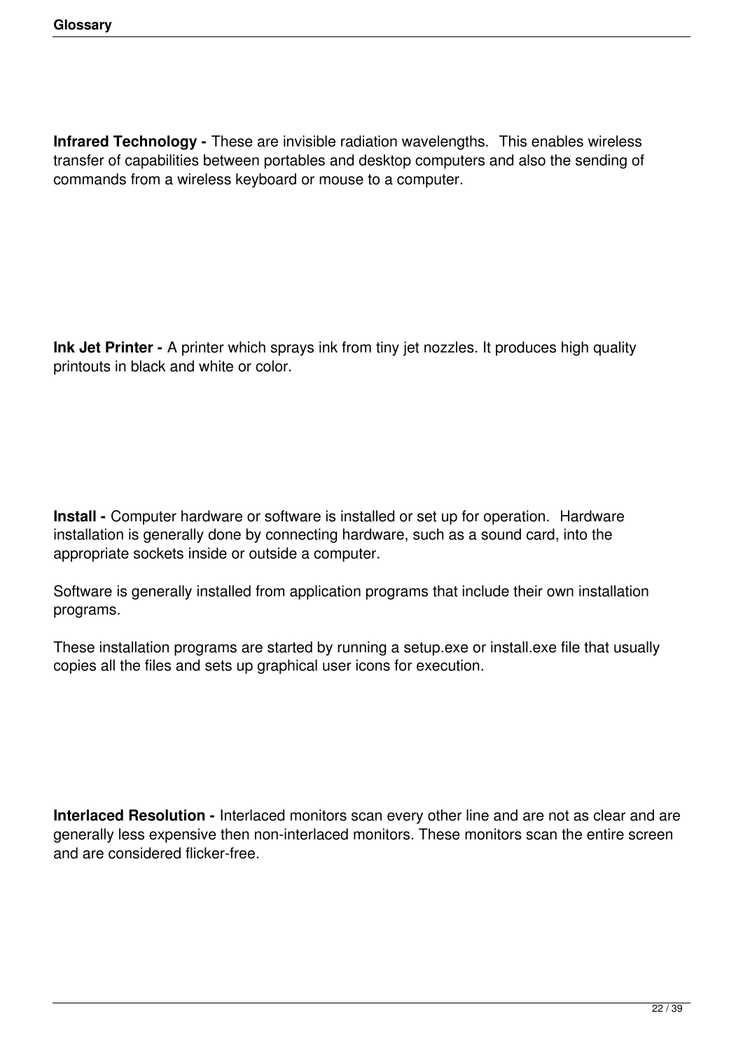**Infrared Technology -** These are invisible radiation wavelengths.  This enables wireless transfer of capabilities between portables and desktop computers and also the sending of commands from a wireless keyboard or mouse to a computer.

**Ink Jet Printer -** A printer which sprays ink from tiny jet nozzles. It produces high quality printouts in black and white or color.

**Install -** Computer hardware or software is installed or set up for operation.  Hardware installation is generally done by connecting hardware, such as a sound card, into the appropriate sockets inside or outside a computer.

Software is generally installed from application programs that include their own installation programs.

These installation programs are started by running a setup.exe or install.exe file that usually copies all the files and sets up graphical user icons for execution.

**Interlaced Resolution -** Interlaced monitors scan every other line and are not as clear and are generally less expensive then non-interlaced monitors. These monitors scan the entire screen and are considered flicker-free.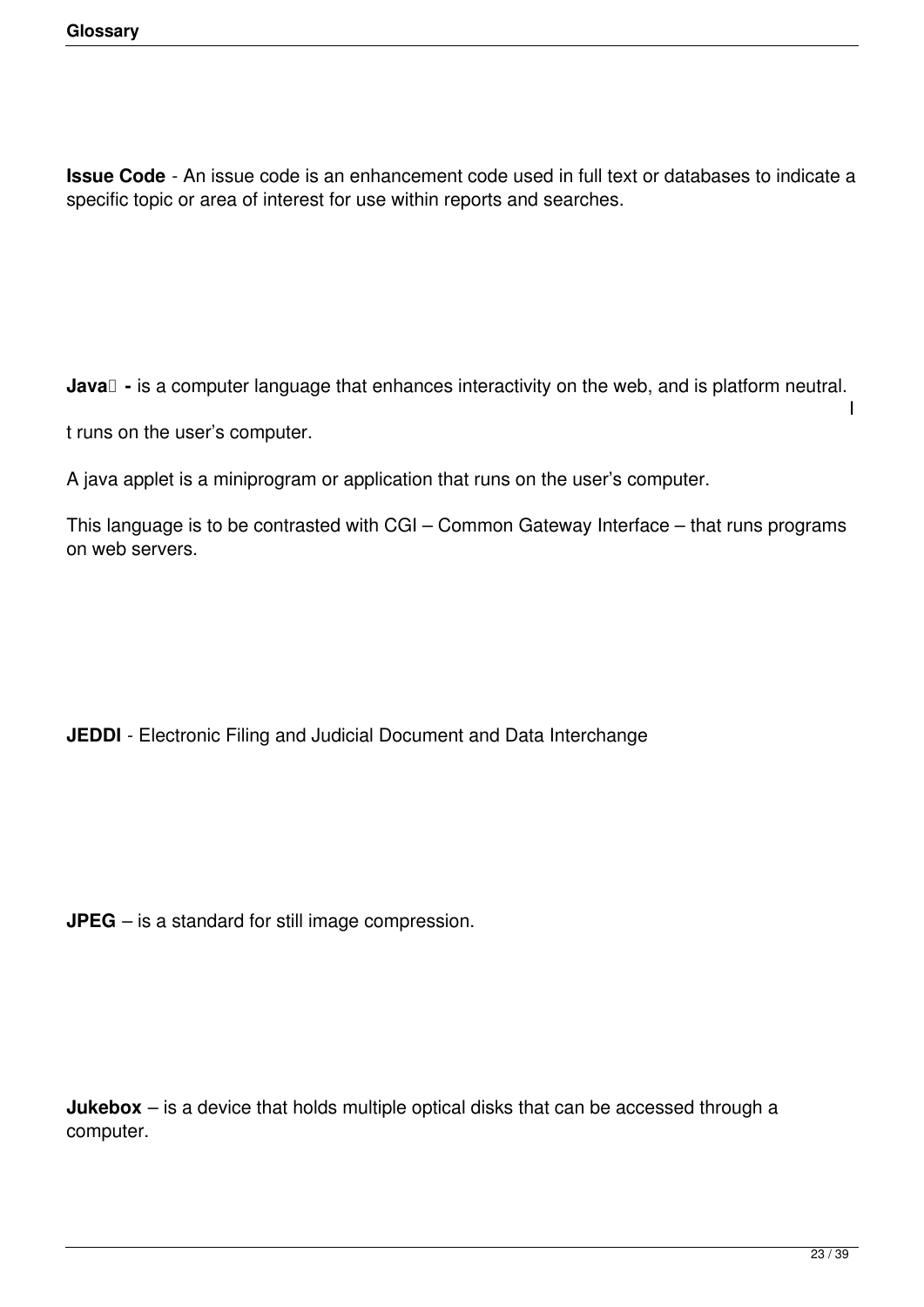**Issue Code** - An issue code is an enhancement code used in full text or databases to indicate a specific topic or area of interest for use within reports and searches.

**Java** - is a computer language that enhances interactivity on the web, and is platform neutral. It runs on the user's computer.

A java applet is a miniprogram or application that runs on the user's computer.

This language is to be contrasted with CGI – Common Gateway Interface – that runs programs on web servers.

**JEDDI** - Electronic Filing and Judicial Document and Data Interchange

**JPEG** – is a standard for still image compression.

**Jukebox** – is a device that holds multiple optical disks that can be accessed through a computer.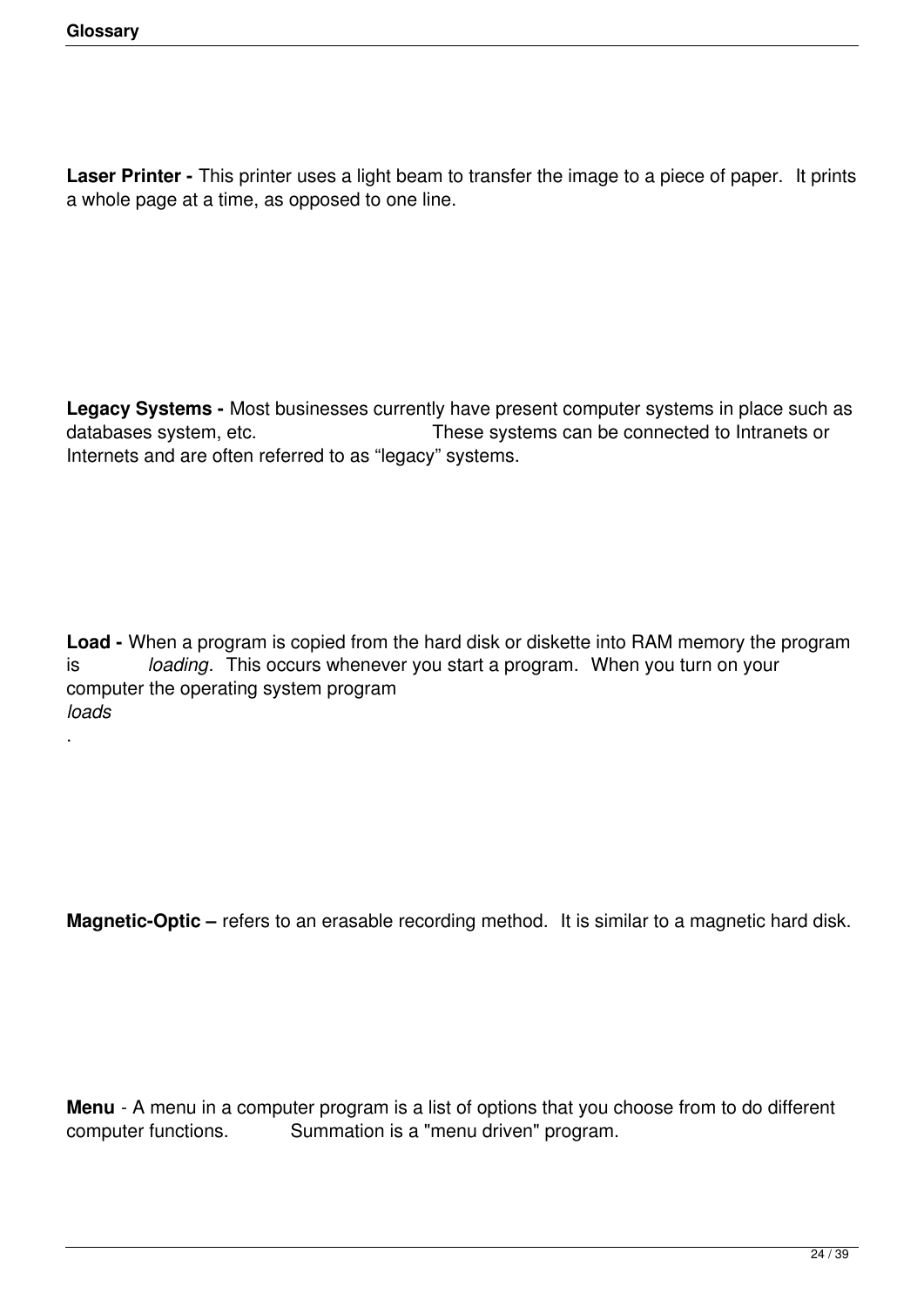**Laser Printer -** This printer uses a light beam to transfer the image to a piece of paper. It prints a whole page at a time, as opposed to one line.

**Legacy Systems -** Most businesses currently have present computer systems in place such as databases system, etc. These systems can be connected to Intranets or Internets and are often referred to as “legacy” systems.

**Load -** When a program is copied from the hard disk or diskette into RAM memory the program is *loading*. This occurs whenever you start a program. When you turn on your computer the operating system program *loads*.

**Magnetic-Optic –** refers to an erasable recording method. It is similar to a magnetic hard disk.

**Menu** - A menu in a computer program is a list of options that you choose from to do different computer functions. Summation is a "menu driven" program.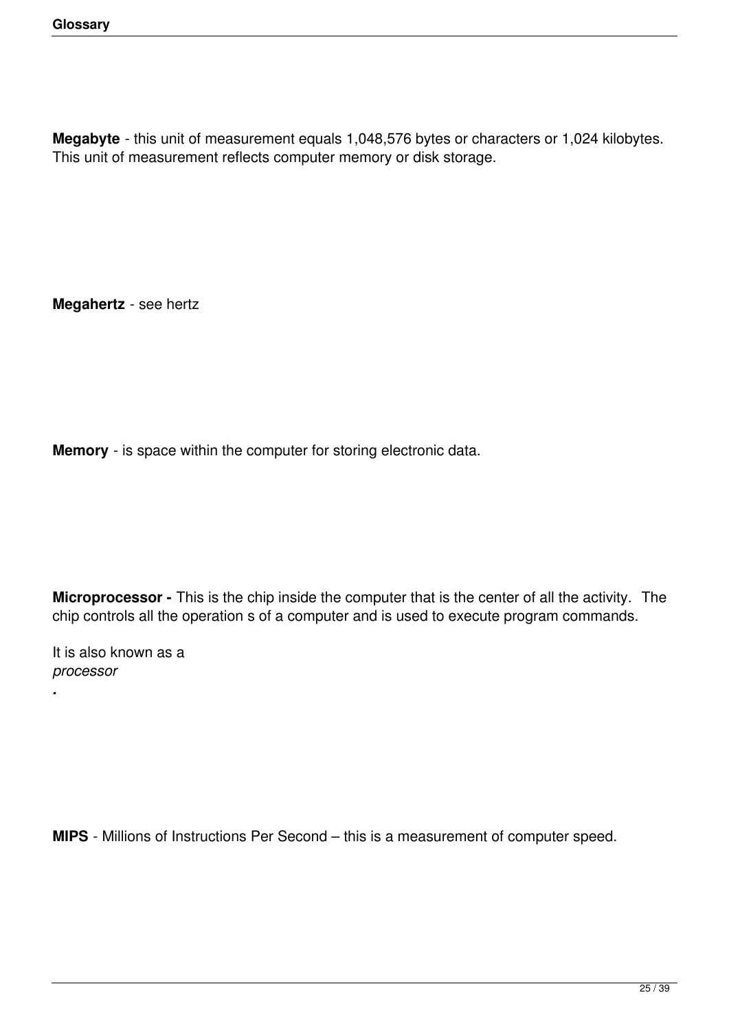**Megabyte** - this unit of measurement equals 1,048,576 bytes or characters or 1,024 kilobytes. This unit of measurement reflects computer memory or disk storage.

**Megahertz** - see hertz

**Memory** - is space within the computer for storing electronic data.

**Microprocessor -** This is the chip inside the computer that is the center of all the activity. The chip controls all the operation s of a computer and is used to execute program commands.

It is also known as a *processor*.

**MIPS** - Millions of Instructions Per Second – this is a measurement of computer speed.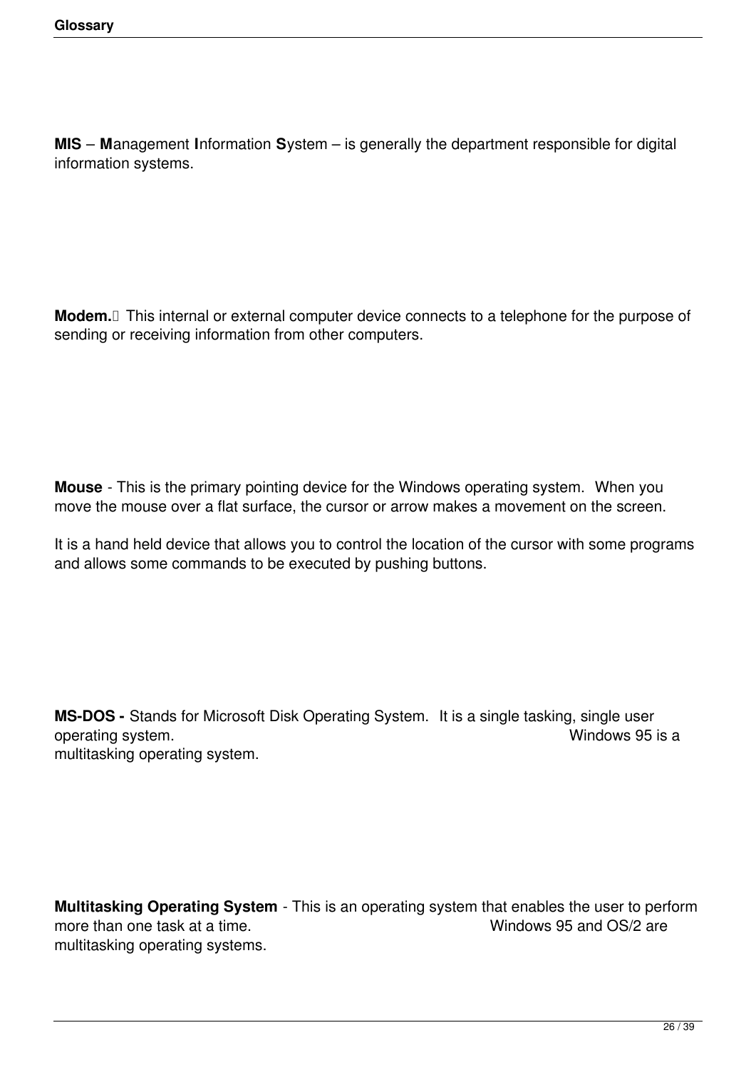**MIS** – **M**anagement **I**nformation **S**ystem – is generally the department responsible for digital information systems.

**Modem.** This internal or external computer device connects to a telephone for the purpose of sending or receiving information from other computers.

**Mouse** - This is the primary pointing device for the Windows operating system. When you move the mouse over a flat surface, the cursor or arrow makes a movement on the screen.

It is a hand held device that allows you to control the location of the cursor with some programs and allows some commands to be executed by pushing buttons.

**MS-DOS -** Stands for Microsoft Disk Operating System. It is a single tasking, single user operating system. Windows 95 is a multitasking operating system.

**Multitasking Operating System** - This is an operating system that enables the user to perform more than one task at a time. Windows 95 and OS/2 are multitasking operating systems.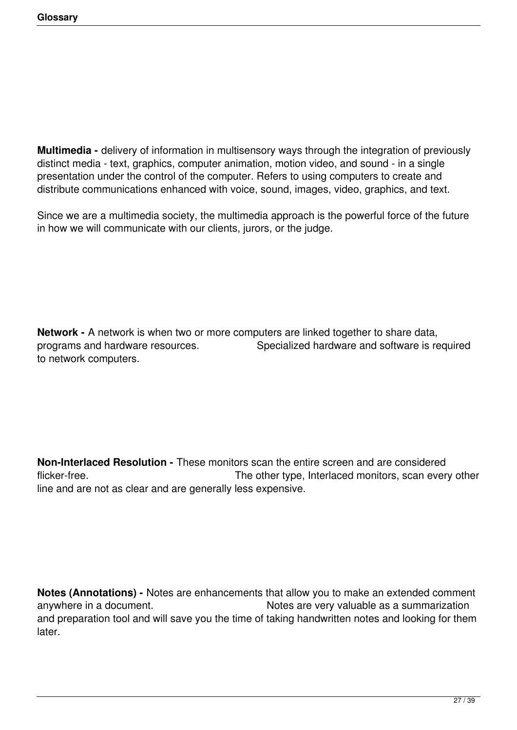**Multimedia -** delivery of information in multisensory ways through the integration of previously distinct media - text, graphics, computer animation, motion video, and sound - in a single presentation under the control of the computer. Refers to using computers to create and distribute communications enhanced with voice, sound, images, video, graphics, and text.

Since we are a multimedia society, the multimedia approach is the powerful force of the future in how we will communicate with our clients, jurors, or the judge.

**Network -** A network is when two or more computers are linked together to share data, programs and hardware resources. Specialized hardware and software is required to network computers.

**Non-Interlaced Resolution -** These monitors scan the entire screen and are considered flicker-free. The other type, Interlaced monitors, scan every other line and are not as clear and are generally less expensive.

**Notes (Annotations) -** Notes are enhancements that allow you to make an extended comment anywhere in a document. Notes are very valuable as a summarization and preparation tool and will save you the time of taking handwritten notes and looking for them later.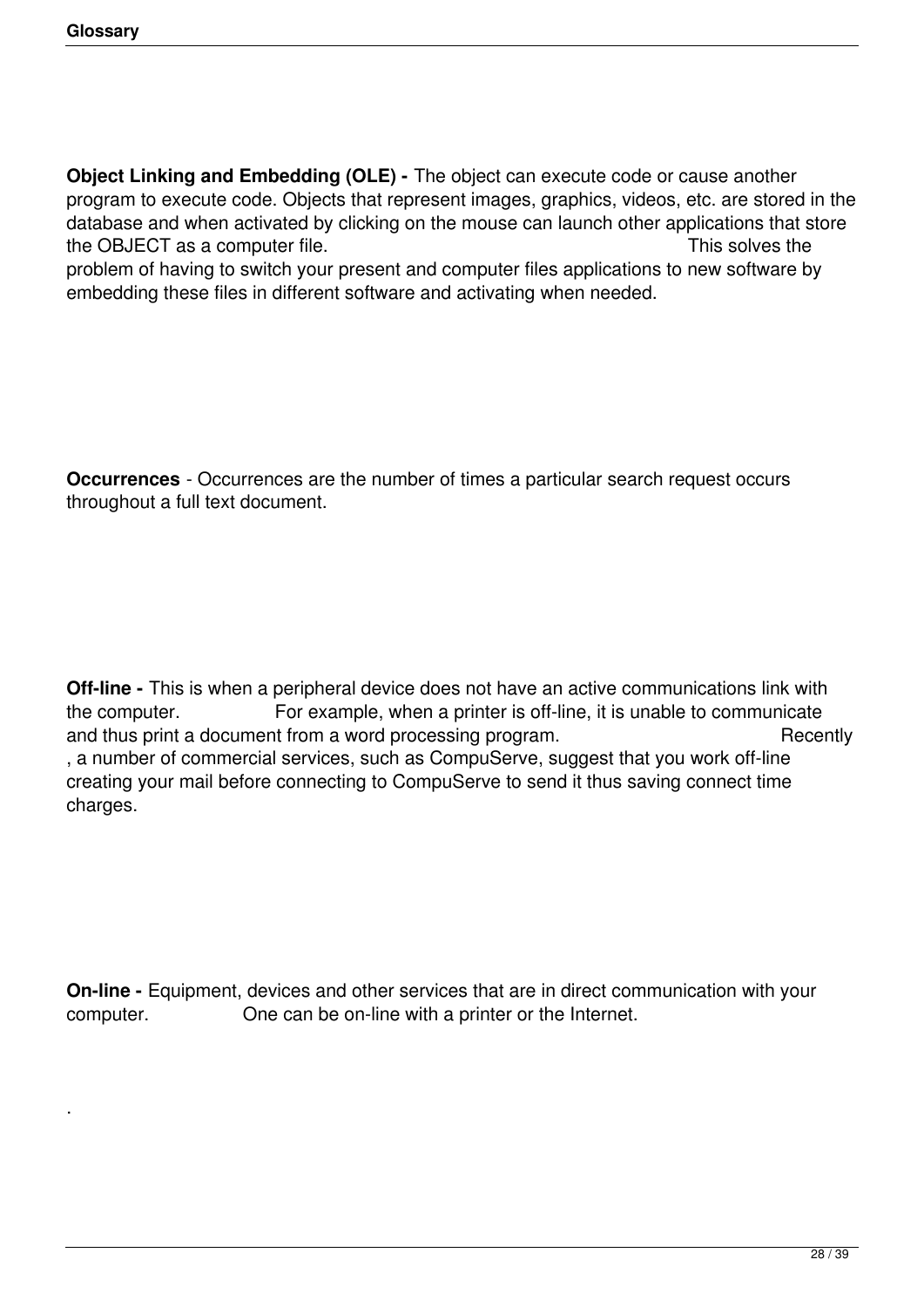**Object Linking and Embedding (OLE) -** The object can execute code or cause another program to execute code. Objects that represent images, graphics, videos, etc. are stored in the database and when activated by clicking on the mouse can launch other applications that store the OBJECT as a computer file. This solves the problem of having to switch your present and computer files applications to new software by embedding these files in different software and activating when needed.

**Occurrences** - Occurrences are the number of times a particular search request occurs throughout a full text document.

**Off-line -** This is when a peripheral device does not have an active communications link with the computer. For example, when a printer is off-line, it is unable to communicate and thus print a document from a word processing program. Recently, a number of commercial services, such as CompuServe, suggest that you work off-line creating your mail before connecting to CompuServe to send it thus saving connect time charges.

**On-line -** Equipment, devices and other services that are in direct communication with your computer. One can be on-line with a printer or the Internet.

.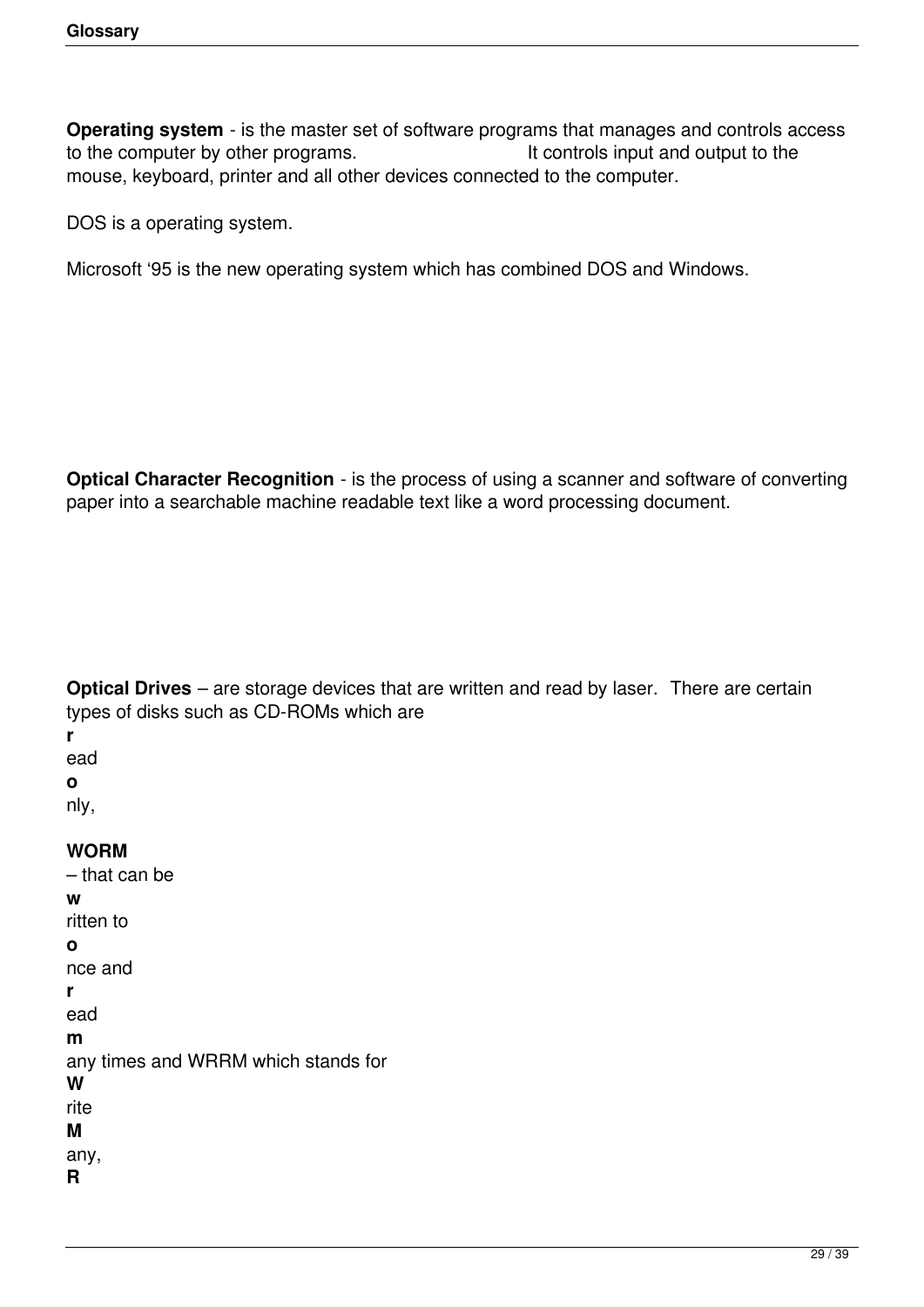**Operating system** - is the master set of software programs that manages and controls access to the computer by other programs. It controls input and output to the mouse, keyboard, printer and all other devices connected to the computer.

DOS is a operating system.

Microsoft ‘95 is the new operating system which has combined DOS and Windows.

**Optical Character Recognition** - is the process of using a scanner and software of converting paper into a searchable machine readable text like a word processing document.

**Optical Drives** – are storage devices that are written and read by laser. There are certain types of disks such as CD-ROMs which are **r**ead **o**nly, **WORM** – that can be **w**ritten to **o**nce and **r**ead **m**any times and WRRM which stands for **W**rite **M**any, **R**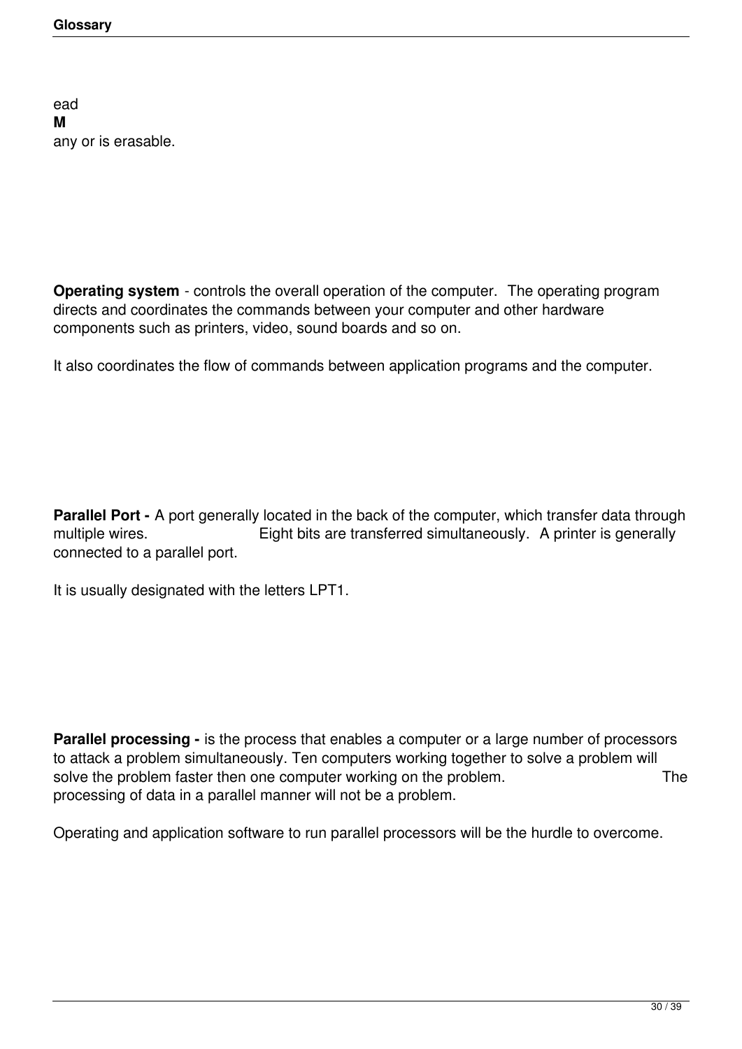ead
**M**
any or is erasable.

**Operating system** - controls the overall operation of the computer.  The operating program directs and coordinates the commands between your computer and other hardware components such as printers, video, sound boards and so on.

It also coordinates the flow of commands between application programs and the computer.

**Parallel Port -** A port generally located in the back of the computer, which transfer data through multiple wires. Eight bits are transferred simultaneously.  A printer is generally connected to a parallel port.

It is usually designated with the letters LPT1.

**Parallel processing -** is the process that enables a computer or a large number of processors to attack a problem simultaneously. Ten computers working together to solve a problem will solve the problem faster then one computer working on the problem. The processing of data in a parallel manner will not be a problem.

Operating and application software to run parallel processors will be the hurdle to overcome.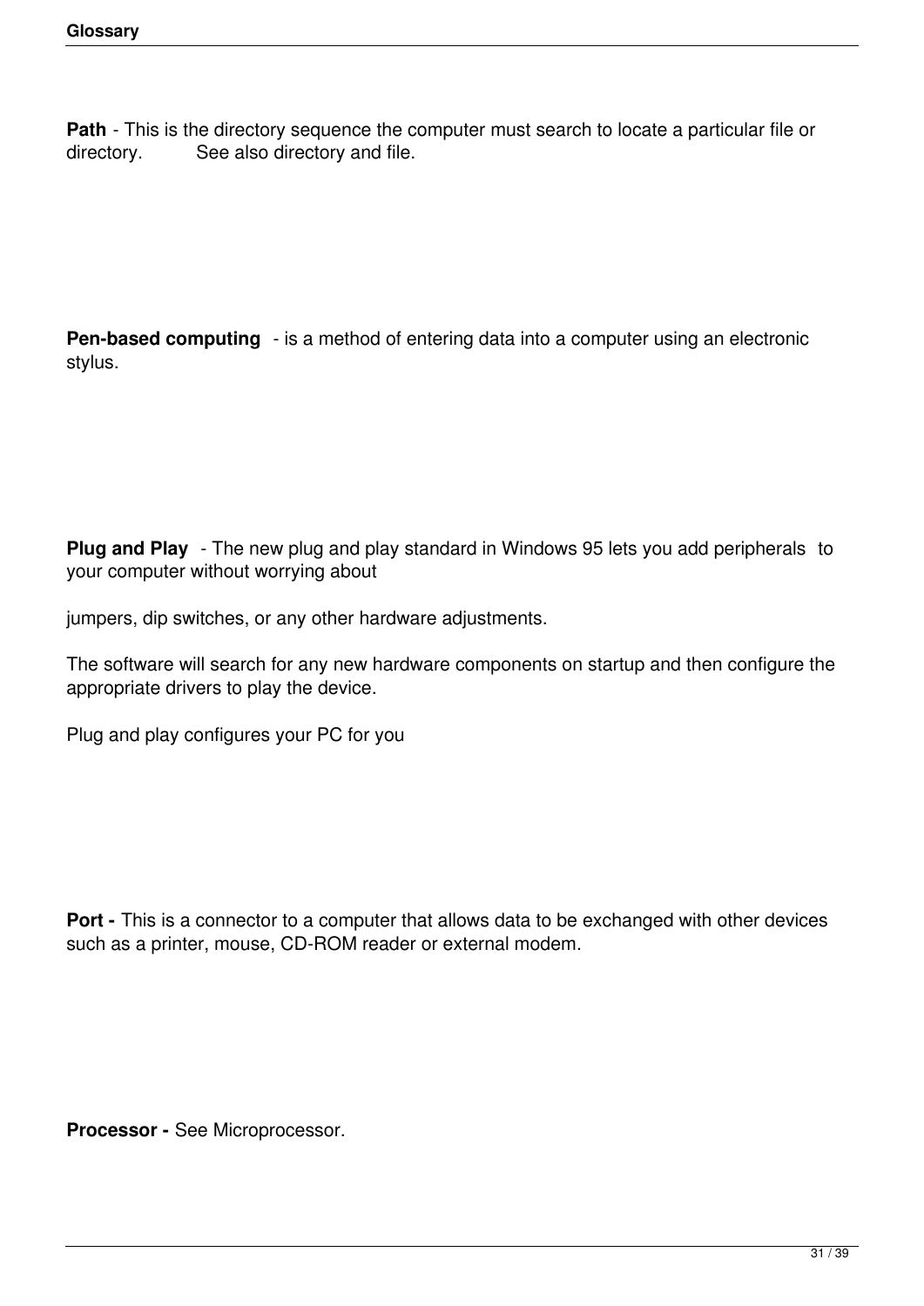**Path** - This is the directory sequence the computer must search to locate a particular file or directory. See also directory and file.

**Pen-based computing** - is a method of entering data into a computer using an electronic stylus.

**Plug and Play** - The new plug and play standard in Windows 95 lets you add peripherals to your computer without worrying about

jumpers, dip switches, or any other hardware adjustments.

The software will search for any new hardware components on startup and then configure the appropriate drivers to play the device.

Plug and play configures your PC for you

**Port -** This is a connector to a computer that allows data to be exchanged with other devices such as a printer, mouse, CD-ROM reader or external modem.

**Processor -** See Microprocessor.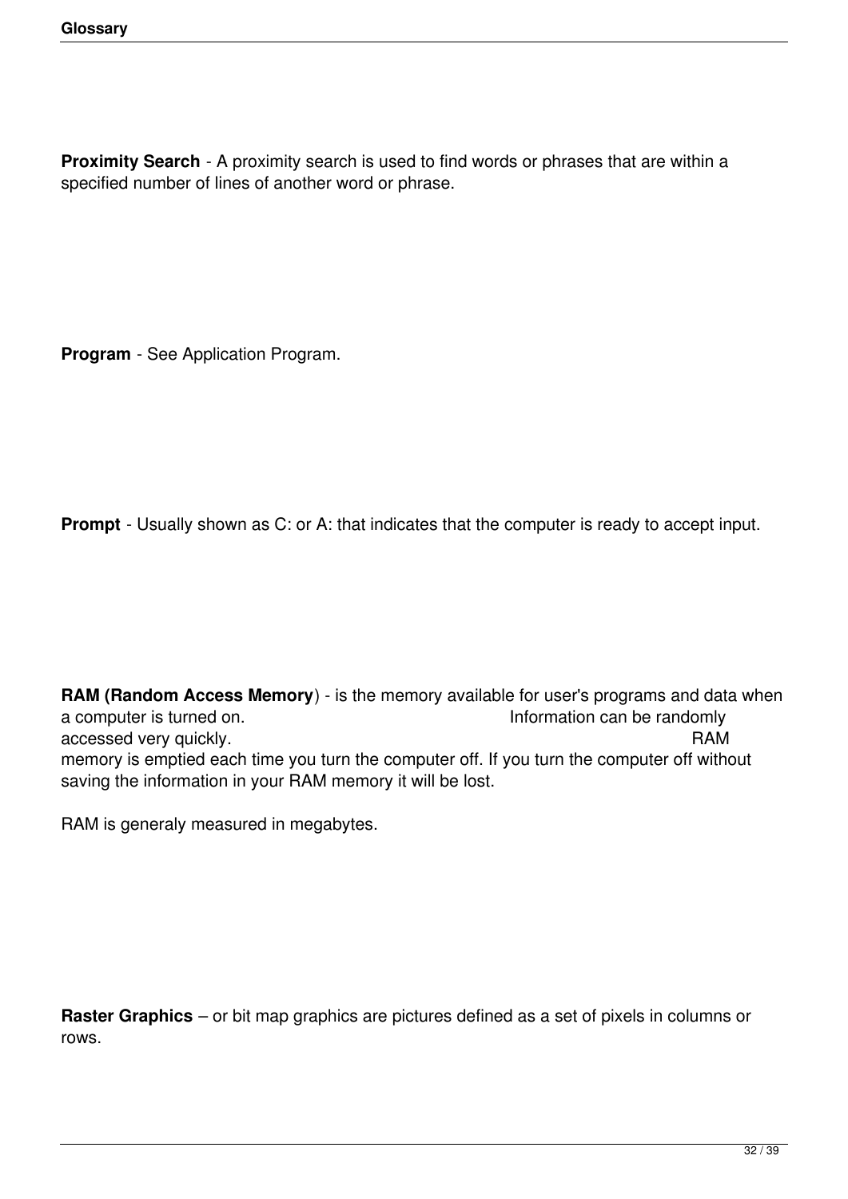**Proximity Search** - A proximity search is used to find words or phrases that are within a specified number of lines of another word or phrase.

**Program** - See Application Program.

**Prompt** - Usually shown as C: or A: that indicates that the computer is ready to accept input.

**RAM (Random Access Memory**) - is the memory available for user's programs and data when a computer is turned on. Information can be randomly accessed very quickly. RAM memory is emptied each time you turn the computer off. If you turn the computer off without saving the information in your RAM memory it will be lost.

RAM is generaly measured in megabytes.

**Raster Graphics** – or bit map graphics are pictures defined as a set of pixels in columns or rows.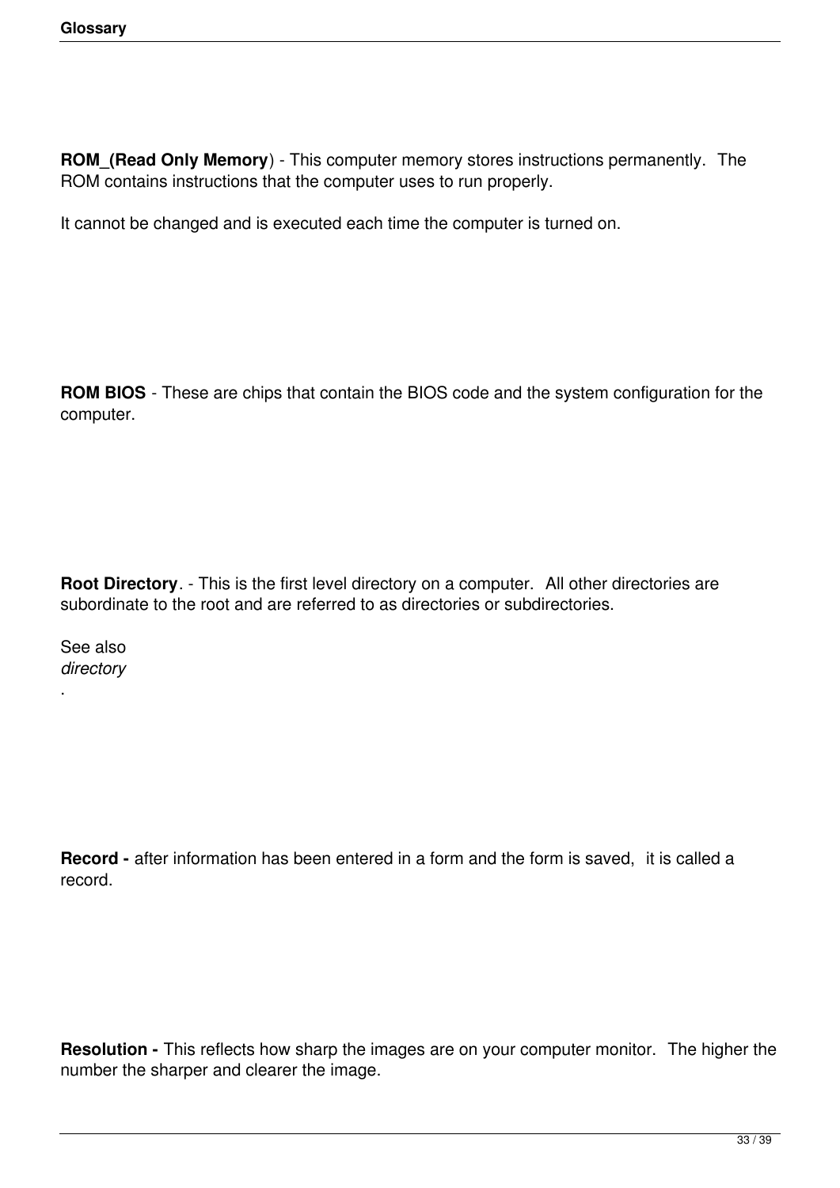**ROM_(Read Only Memory**) - This computer memory stores instructions permanently. The ROM contains instructions that the computer uses to run properly.

It cannot be changed and is executed each time the computer is turned on.

**ROM BIOS** - These are chips that contain the BIOS code and the system configuration for the computer.

**Root Directory**. - This is the first level directory on a computer. All other directories are subordinate to the root and are referred to as directories or subdirectories.

See also
*directory*
.

**Record -** after information has been entered in a form and the form is saved, it is called a record.

**Resolution -** This reflects how sharp the images are on your computer monitor. The higher the number the sharper and clearer the image.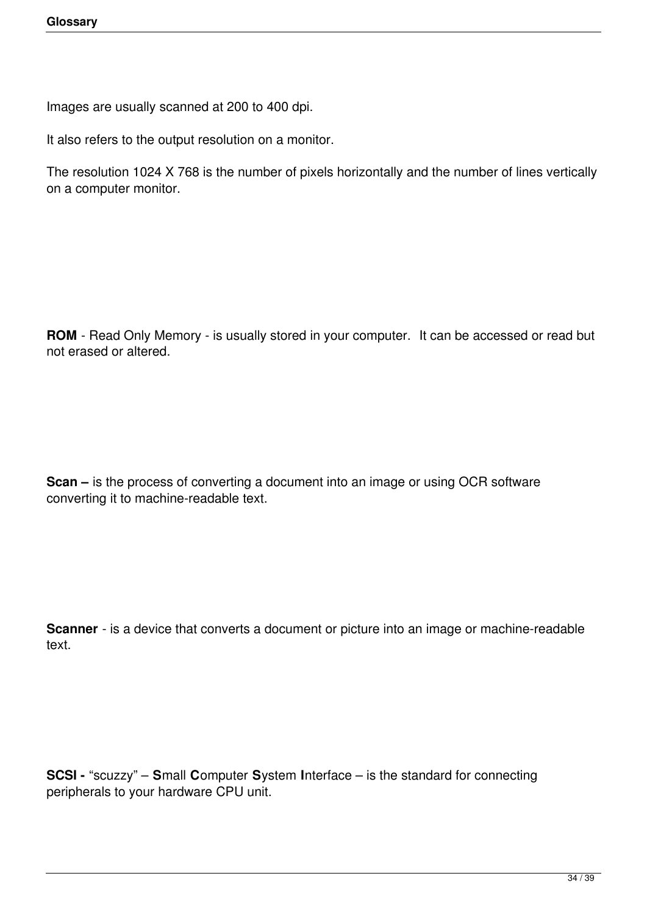Images are usually scanned at 200 to 400 dpi.

It also refers to the output resolution on a monitor.

The resolution 1024 X 768 is the number of pixels horizontally and the number of lines vertically on a computer monitor.

**ROM** - Read Only Memory - is usually stored in your computer.  It can be accessed or read but not erased or altered.

**Scan –** is the process of converting a document into an image or using OCR software converting it to machine-readable text.

**Scanner** - is a device that converts a document or picture into an image or machine-readable text.

**SCSI -** “scuzzy” – **S**mall **C**omputer **S**ystem **I**nterface – is the standard for connecting peripherals to your hardware CPU unit.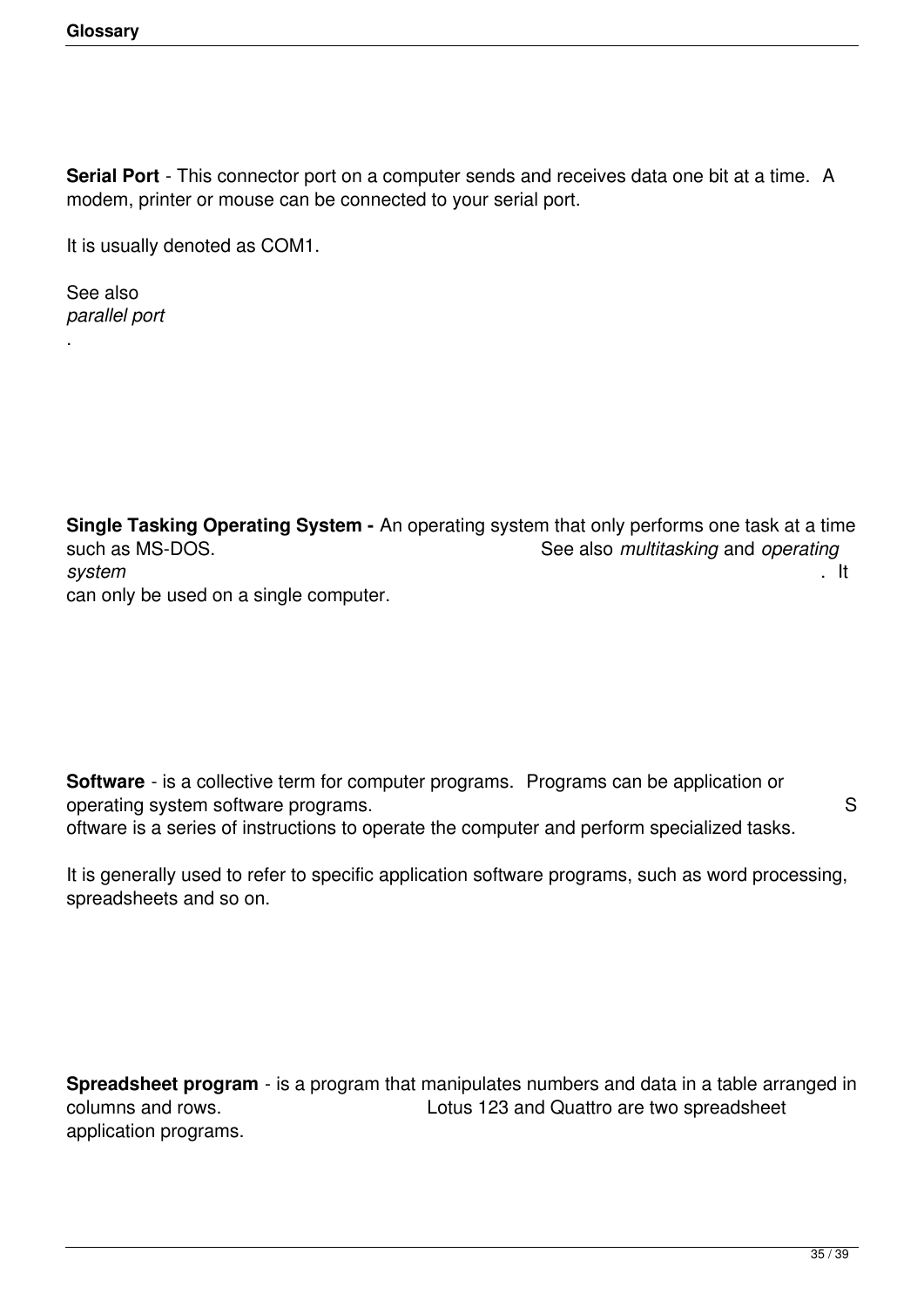**Serial Port** - This connector port on a computer sends and receives data one bit at a time. A modem, printer or mouse can be connected to your serial port.

It is usually denoted as COM1.

See also *parallel port*.

**Single Tasking Operating System -** An operating system that only performs one task at a time such as MS-DOS. See also *multitasking* and *operating system*. It can only be used on a single computer.

**Software** - is a collective term for computer programs. Programs can be application or operating system software programs. Software is a series of instructions to operate the computer and perform specialized tasks.

It is generally used to refer to specific application software programs, such as word processing, spreadsheets and so on.

**Spreadsheet program** - is a program that manipulates numbers and data in a table arranged in columns and rows. Lotus 123 and Quattro are two spreadsheet application programs.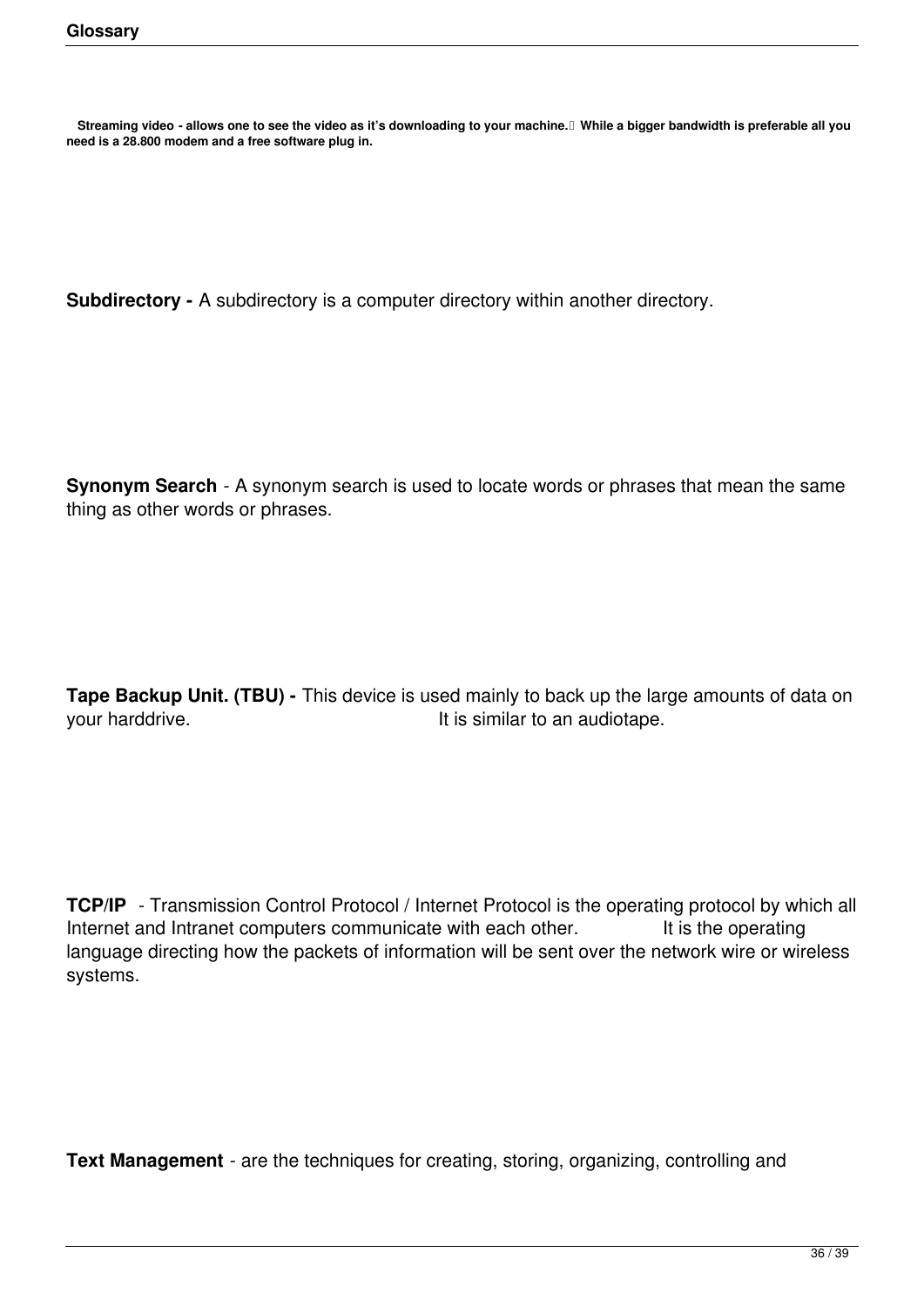**Streaming video - allows one to see the video as it's downloading to your machine. While a bigger bandwidth is preferable all you need is a 28.800 modem and a free software plug in.**

**Subdirectory -** A subdirectory is a computer directory within another directory.

**Synonym Search** - A synonym search is used to locate words or phrases that mean the same thing as other words or phrases.

**Tape Backup Unit. (TBU) -** This device is used mainly to back up the large amounts of data on your harddrive. It is similar to an audiotape.

**TCP/IP** - Transmission Control Protocol / Internet Protocol is the operating protocol by which all Internet and Intranet computers communicate with each other. It is the operating language directing how the packets of information will be sent over the network wire or wireless systems.

**Text Management** - are the techniques for creating, storing, organizing, controlling and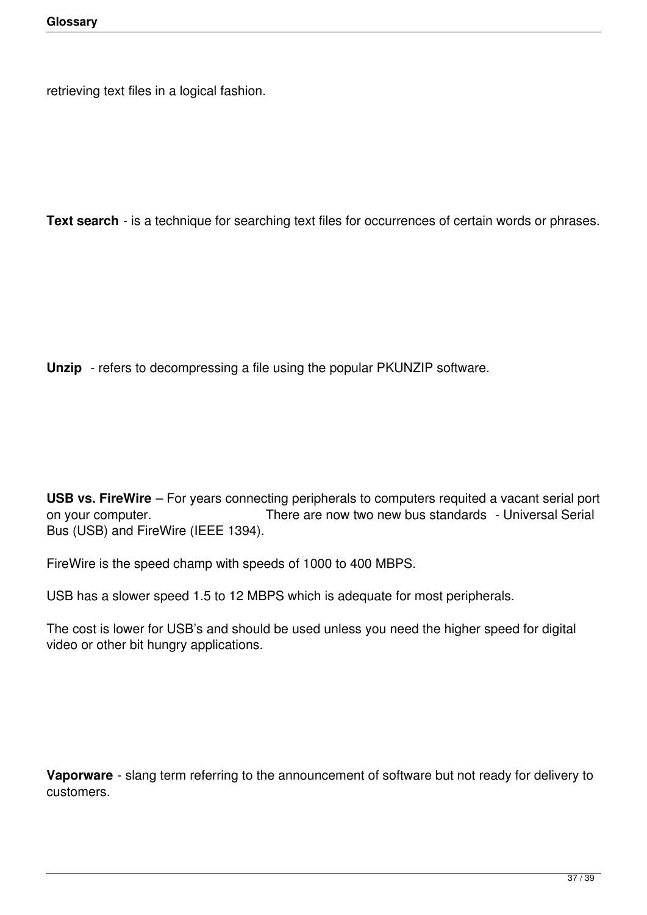retrieving text files in a logical fashion.

**Text search** - is a technique for searching text files for occurrences of certain words or phrases.

**Unzip** - refers to decompressing a file using the popular PKUNZIP software.

**USB vs. FireWire** – For years connecting peripherals to computers requited a vacant serial port on your computer. There are now two new bus standards - Universal Serial Bus (USB) and FireWire (IEEE 1394).

FireWire is the speed champ with speeds of 1000 to 400 MBPS.

USB has a slower speed 1.5 to 12 MBPS which is adequate for most peripherals.

The cost is lower for USB's and should be used unless you need the higher speed for digital video or other bit hungry applications.

**Vaporware** - slang term referring to the announcement of software but not ready for delivery to customers.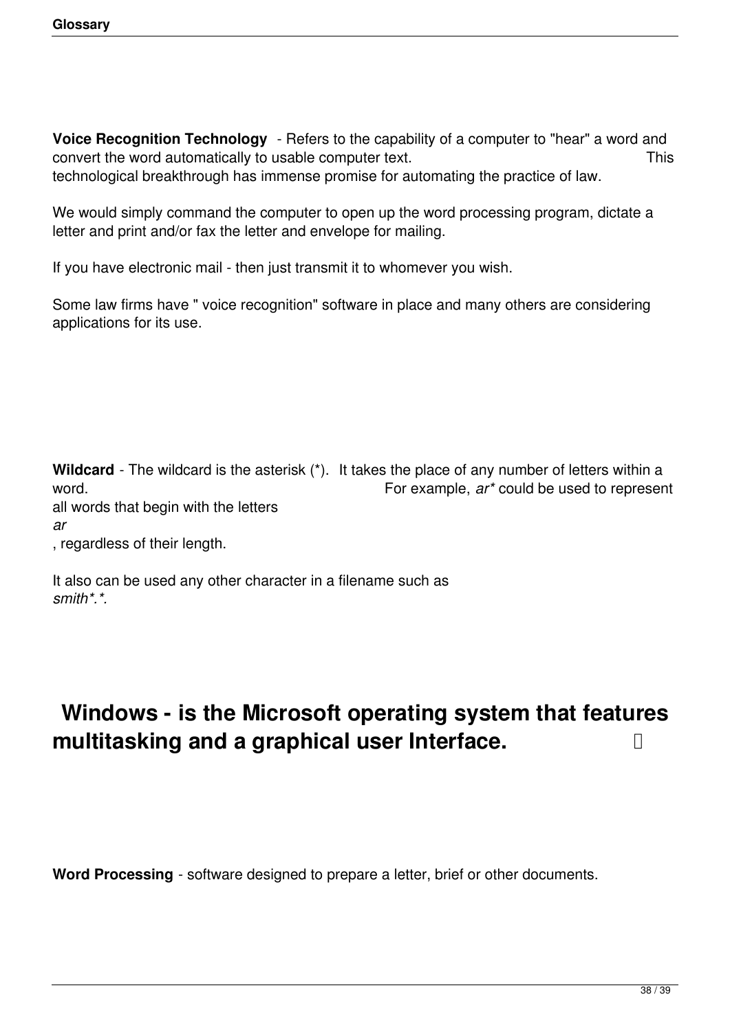**Voice Recognition Technology** - Refers to the capability of a computer to "hear" a word and convert the word automatically to usable computer text. This technological breakthrough has immense promise for automating the practice of law.

We would simply command the computer to open up the word processing program, dictate a letter and print and/or fax the letter and envelope for mailing.

If you have electronic mail - then just transmit it to whomever you wish.

Some law firms have " voice recognition" software in place and many others are considering applications for its use.

**Wildcard** - The wildcard is the asterisk (*). It takes the place of any number of letters within a word. For example, *ar** could be used to represent all words that begin with the letters *ar*, regardless of their length.

It also can be used any other character in a filename such as *smith*.**.

## Windows - is the Microsoft operating system that features multitasking and a graphical user Interface.

**Word Processing** - software designed to prepare a letter, brief or other documents.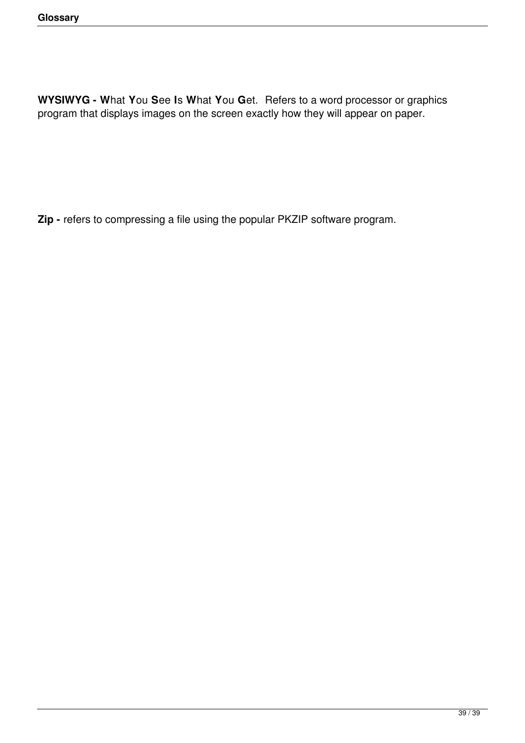**WYSIWYG - W**hat **Y**ou **S**ee **I**s **W**hat **Y**ou **G**et. Refers to a word processor or graphics program that displays images on the screen exactly how they will appear on paper.

**Zip -** refers to compressing a file using the popular PKZIP software program.